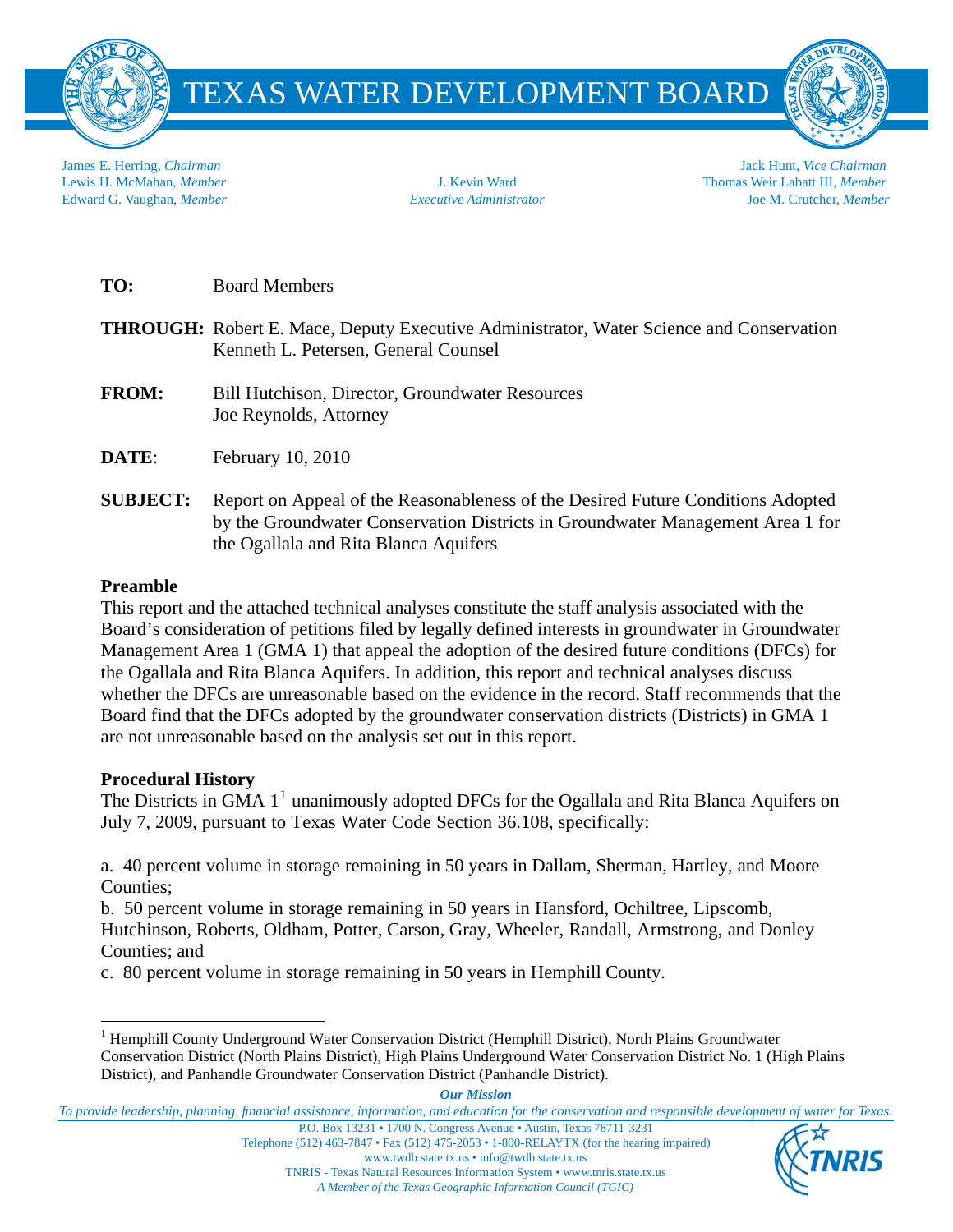# TEXAS WATER DEVELOPMENT BOARD

James E. Herring, *Chairman*
Lewis H. McMahan, *Member*
Edward G. Vaughan, *Member*

J. Kevin Ward
*Executive Administrator*

Jack Hunt, *Vice Chairman*
Thomas Weir Labatt III, *Member*
Joe M. Crutcher, *Member*

**TO:** Board Members

**THROUGH:** Robert E. Mace, Deputy Executive Administrator, Water Science and Conservation
Kenneth L. Petersen, General Counsel

**FROM:** Bill Hutchison, Director, Groundwater Resources
Joe Reynolds, Attorney

**DATE**: February 10, 2010

**SUBJECT:** Report on Appeal of the Reasonableness of the Desired Future Conditions Adopted by the Groundwater Conservation Districts in Groundwater Management Area 1 for the Ogallala and Rita Blanca Aquifers

## Preamble

This report and the attached technical analyses constitute the staff analysis associated with the Board's consideration of petitions filed by legally defined interests in groundwater in Groundwater Management Area 1 (GMA 1) that appeal the adoption of the desired future conditions (DFCs) for the Ogallala and Rita Blanca Aquifers. In addition, this report and technical analyses discuss whether the DFCs are unreasonable based on the evidence in the record. Staff recommends that the Board find that the DFCs adopted by the groundwater conservation districts (Districts) in GMA 1 are not unreasonable based on the analysis set out in this report.

## Procedural History

The Districts in GMA 1[1] unanimously adopted DFCs for the Ogallala and Rita Blanca Aquifers on July 7, 2009, pursuant to Texas Water Code Section 36.108, specifically:

a. 40 percent volume in storage remaining in 50 years in Dallam, Sherman, Hartley, and Moore Counties;
b. 50 percent volume in storage remaining in 50 years in Hansford, Ochiltree, Lipscomb, Hutchinson, Roberts, Oldham, Potter, Carson, Gray, Wheeler, Randall, Armstrong, and Donley Counties; and
c. 80 percent volume in storage remaining in 50 years in Hemphill County.

[1] Hemphill County Underground Water Conservation District (Hemphill District), North Plains Groundwater Conservation District (North Plains District), High Plains Underground Water Conservation District No. 1 (High Plains District), and Panhandle Groundwater Conservation District (Panhandle District).

*Our Mission*
*To provide leadership, planning, financial assistance, information, and education for the conservation and responsible development of water for Texas.*

P.O. Box 13231 • 1700 N. Congress Avenue • Austin, Texas 78711-3231
Telephone (512) 463-7847 • Fax (512) 475-2053 • 1-800-RELAYTX (for the hearing impaired)
www.twdb.state.tx.us • info@twdb.state.tx.us
TNRIS - Texas Natural Resources Information System • www.tnris.state.tx.us
*A Member of the Texas Geographic Information Council (TGIC)*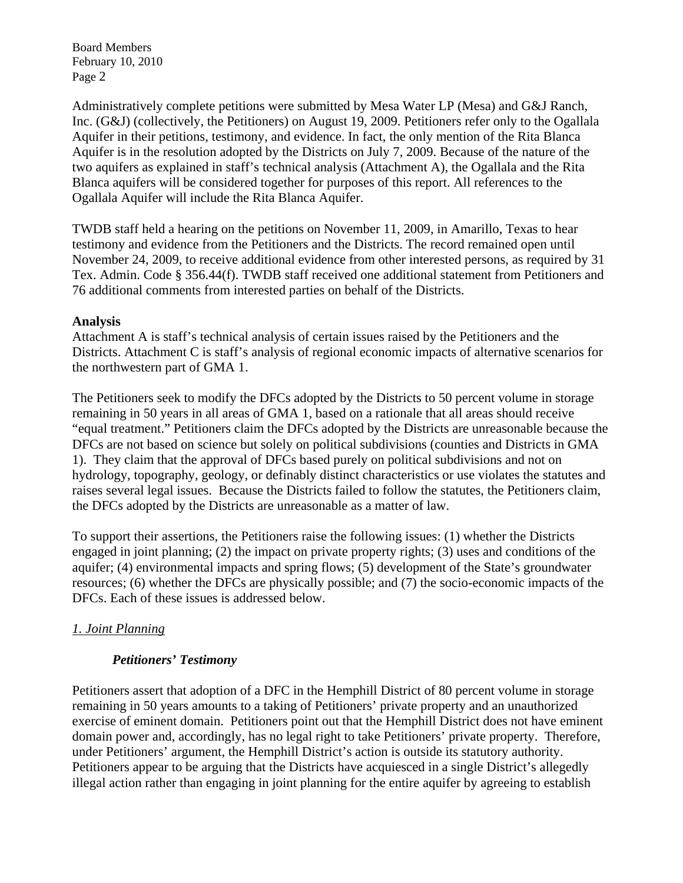Administratively complete petitions were submitted by Mesa Water LP (Mesa) and G&J Ranch, Inc. (G&J) (collectively, the Petitioners) on August 19, 2009. Petitioners refer only to the Ogallala Aquifer in their petitions, testimony, and evidence. In fact, the only mention of the Rita Blanca Aquifer is in the resolution adopted by the Districts on July 7, 2009. Because of the nature of the two aquifers as explained in staff's technical analysis (Attachment A), the Ogallala and the Rita Blanca aquifers will be considered together for purposes of this report. All references to the Ogallala Aquifer will include the Rita Blanca Aquifer.

TWDB staff held a hearing on the petitions on November 11, 2009, in Amarillo, Texas to hear testimony and evidence from the Petitioners and the Districts. The record remained open until November 24, 2009, to receive additional evidence from other interested persons, as required by 31 Tex. Admin. Code § 356.44(f). TWDB staff received one additional statement from Petitioners and 76 additional comments from interested parties on behalf of the Districts.

**Analysis**

Attachment A is staff's technical analysis of certain issues raised by the Petitioners and the Districts. Attachment C is staff's analysis of regional economic impacts of alternative scenarios for the northwestern part of GMA 1.

The Petitioners seek to modify the DFCs adopted by the Districts to 50 percent volume in storage remaining in 50 years in all areas of GMA 1, based on a rationale that all areas should receive "equal treatment." Petitioners claim the DFCs adopted by the Districts are unreasonable because the DFCs are not based on science but solely on political subdivisions (counties and Districts in GMA 1). They claim that the approval of DFCs based purely on political subdivisions and not on hydrology, topography, geology, or definably distinct characteristics or use violates the statutes and raises several legal issues. Because the Districts failed to follow the statutes, the Petitioners claim, the DFCs adopted by the Districts are unreasonable as a matter of law.

To support their assertions, the Petitioners raise the following issues: (1) whether the Districts engaged in joint planning; (2) the impact on private property rights; (3) uses and conditions of the aquifer; (4) environmental impacts and spring flows; (5) development of the State's groundwater resources; (6) whether the DFCs are physically possible; and (7) the socio-economic impacts of the DFCs. Each of these issues is addressed below.

*1. Joint Planning*

***Petitioners' Testimony***

Petitioners assert that adoption of a DFC in the Hemphill District of 80 percent volume in storage remaining in 50 years amounts to a taking of Petitioners' private property and an unauthorized exercise of eminent domain. Petitioners point out that the Hemphill District does not have eminent domain power and, accordingly, has no legal right to take Petitioners' private property. Therefore, under Petitioners' argument, the Hemphill District's action is outside its statutory authority. Petitioners appear to be arguing that the Districts have acquiesced in a single District's allegedly illegal action rather than engaging in joint planning for the entire aquifer by agreeing to establish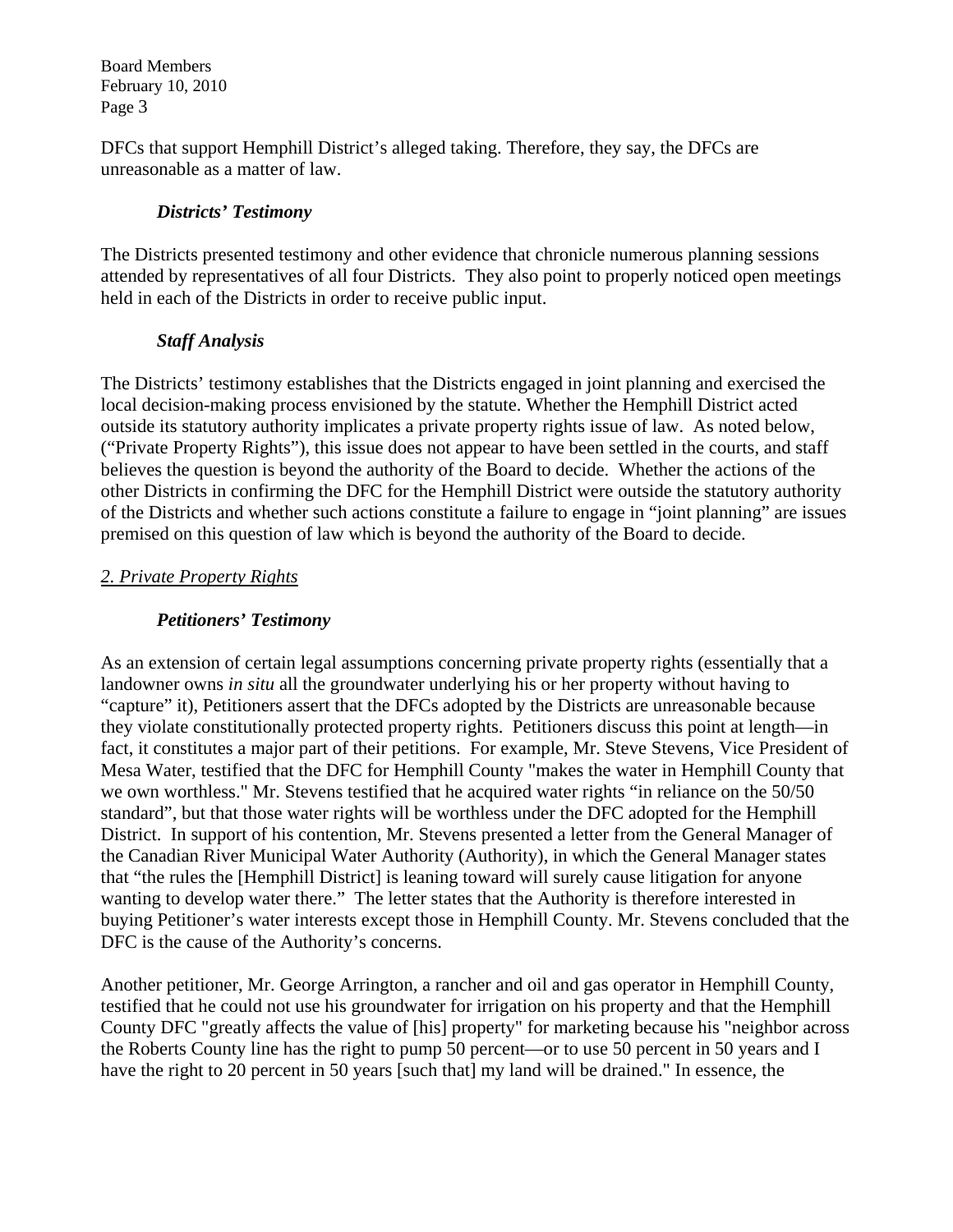DFCs that support Hemphill District's alleged taking. Therefore, they say, the DFCs are unreasonable as a matter of law.

### *Districts' Testimony*

The Districts presented testimony and other evidence that chronicle numerous planning sessions attended by representatives of all four Districts. They also point to properly noticed open meetings held in each of the Districts in order to receive public input.

### *Staff Analysis*

The Districts' testimony establishes that the Districts engaged in joint planning and exercised the local decision-making process envisioned by the statute. Whether the Hemphill District acted outside its statutory authority implicates a private property rights issue of law. As noted below, ("Private Property Rights"), this issue does not appear to have been settled in the courts, and staff believes the question is beyond the authority of the Board to decide. Whether the actions of the other Districts in confirming the DFC for the Hemphill District were outside the statutory authority of the Districts and whether such actions constitute a failure to engage in "joint planning" are issues premised on this question of law which is beyond the authority of the Board to decide.

## 2. Private Property Rights

### *Petitioners' Testimony*

As an extension of certain legal assumptions concerning private property rights (essentially that a landowner owns *in situ* all the groundwater underlying his or her property without having to "capture" it), Petitioners assert that the DFCs adopted by the Districts are unreasonable because they violate constitutionally protected property rights. Petitioners discuss this point at length—in fact, it constitutes a major part of their petitions. For example, Mr. Steve Stevens, Vice President of Mesa Water, testified that the DFC for Hemphill County "makes the water in Hemphill County that we own worthless." Mr. Stevens testified that he acquired water rights "in reliance on the 50/50 standard", but that those water rights will be worthless under the DFC adopted for the Hemphill District. In support of his contention, Mr. Stevens presented a letter from the General Manager of the Canadian River Municipal Water Authority (Authority), in which the General Manager states that "the rules the [Hemphill District] is leaning toward will surely cause litigation for anyone wanting to develop water there." The letter states that the Authority is therefore interested in buying Petitioner's water interests except those in Hemphill County. Mr. Stevens concluded that the DFC is the cause of the Authority's concerns.

Another petitioner, Mr. George Arrington, a rancher and oil and gas operator in Hemphill County, testified that he could not use his groundwater for irrigation on his property and that the Hemphill County DFC "greatly affects the value of [his] property" for marketing because his "neighbor across the Roberts County line has the right to pump 50 percent—or to use 50 percent in 50 years and I have the right to 20 percent in 50 years [such that] my land will be drained." In essence, the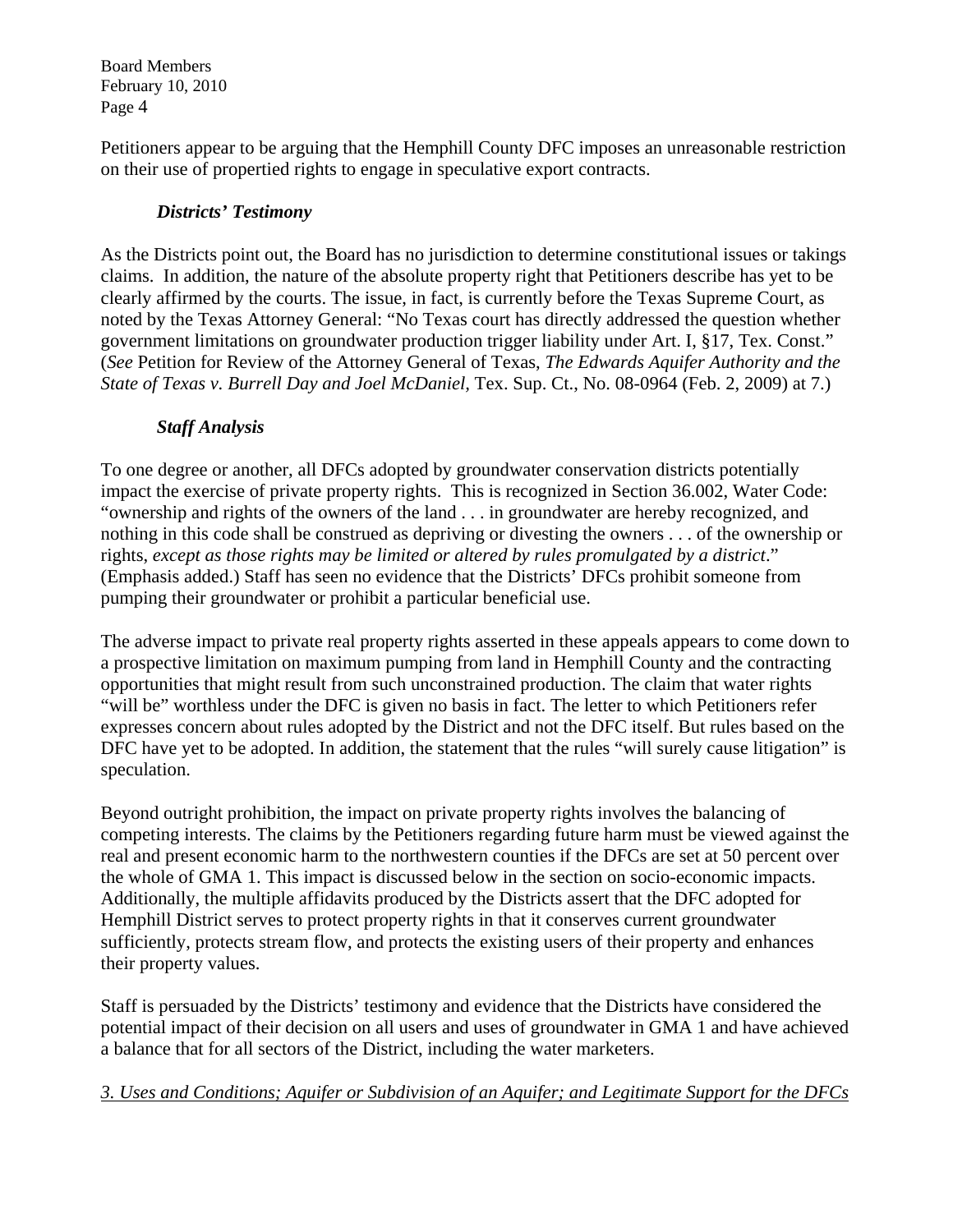Petitioners appear to be arguing that the Hemphill County DFC imposes an unreasonable restriction on their use of propertied rights to engage in speculative export contracts.

### *Districts' Testimony*

As the Districts point out, the Board has no jurisdiction to determine constitutional issues or takings claims. In addition, the nature of the absolute property right that Petitioners describe has yet to be clearly affirmed by the courts. The issue, in fact, is currently before the Texas Supreme Court, as noted by the Texas Attorney General: "No Texas court has directly addressed the question whether government limitations on groundwater production trigger liability under Art. I, §17, Tex. Const." (*See* Petition for Review of the Attorney General of Texas, *The Edwards Aquifer Authority and the State of Texas v. Burrell Day and Joel McDaniel,* Tex. Sup. Ct., No. 08-0964 (Feb. 2, 2009) at 7.)

### *Staff Analysis*

To one degree or another, all DFCs adopted by groundwater conservation districts potentially impact the exercise of private property rights. This is recognized in Section 36.002, Water Code: "ownership and rights of the owners of the land . . . in groundwater are hereby recognized, and nothing in this code shall be construed as depriving or divesting the owners . . . of the ownership or rights, *except as those rights may be limited or altered by rules promulgated by a district*." (Emphasis added.) Staff has seen no evidence that the Districts' DFCs prohibit someone from pumping their groundwater or prohibit a particular beneficial use.

The adverse impact to private real property rights asserted in these appeals appears to come down to a prospective limitation on maximum pumping from land in Hemphill County and the contracting opportunities that might result from such unconstrained production. The claim that water rights "will be" worthless under the DFC is given no basis in fact. The letter to which Petitioners refer expresses concern about rules adopted by the District and not the DFC itself. But rules based on the DFC have yet to be adopted. In addition, the statement that the rules "will surely cause litigation" is speculation.

Beyond outright prohibition, the impact on private property rights involves the balancing of competing interests. The claims by the Petitioners regarding future harm must be viewed against the real and present economic harm to the northwestern counties if the DFCs are set at 50 percent over the whole of GMA 1. This impact is discussed below in the section on socio-economic impacts. Additionally, the multiple affidavits produced by the Districts assert that the DFC adopted for Hemphill District serves to protect property rights in that it conserves current groundwater sufficiently, protects stream flow, and protects the existing users of their property and enhances their property values.

Staff is persuaded by the Districts' testimony and evidence that the Districts have considered the potential impact of their decision on all users and uses of groundwater in GMA 1 and have achieved a balance that for all sectors of the District, including the water marketers.

<u>*3. Uses and Conditions; Aquifer or Subdivision of an Aquifer; and Legitimate Support for the DFCs*</u>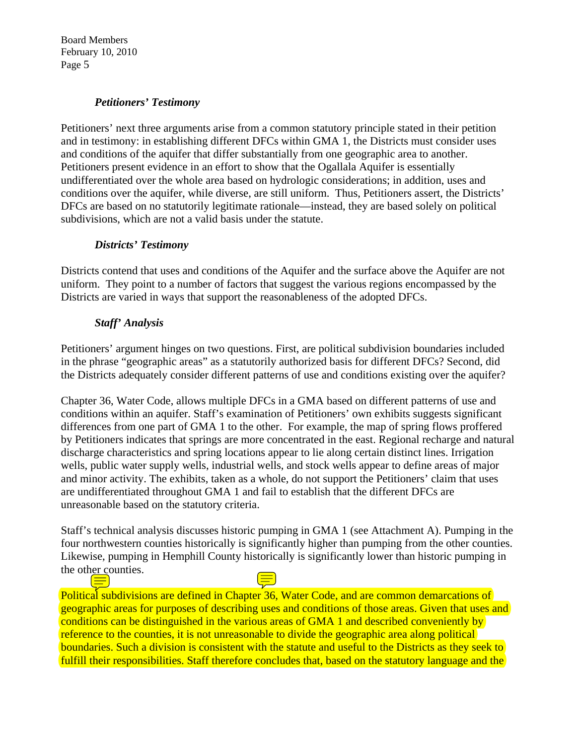*Petitioners' Testimony*

Petitioners' next three arguments arise from a common statutory principle stated in their petition and in testimony: in establishing different DFCs within GMA 1, the Districts must consider uses and conditions of the aquifer that differ substantially from one geographic area to another. Petitioners present evidence in an effort to show that the Ogallala Aquifer is essentially undifferentiated over the whole area based on hydrologic considerations; in addition, uses and conditions over the aquifer, while diverse, are still uniform. Thus, Petitioners assert, the Districts' DFCs are based on no statutorily legitimate rationale—instead, they are based solely on political subdivisions, which are not a valid basis under the statute.

*Districts' Testimony*

Districts contend that uses and conditions of the Aquifer and the surface above the Aquifer are not uniform. They point to a number of factors that suggest the various regions encompassed by the Districts are varied in ways that support the reasonableness of the adopted DFCs.

*Staff' Analysis*

Petitioners' argument hinges on two questions. First, are political subdivision boundaries included in the phrase "geographic areas" as a statutorily authorized basis for different DFCs? Second, did the Districts adequately consider different patterns of use and conditions existing over the aquifer?

Chapter 36, Water Code, allows multiple DFCs in a GMA based on different patterns of use and conditions within an aquifer. Staff's examination of Petitioners' own exhibits suggests significant differences from one part of GMA 1 to the other. For example, the map of spring flows proffered by Petitioners indicates that springs are more concentrated in the east. Regional recharge and natural discharge characteristics and spring locations appear to lie along certain distinct lines. Irrigation wells, public water supply wells, industrial wells, and stock wells appear to define areas of major and minor activity. The exhibits, taken as a whole, do not support the Petitioners' claim that uses are undifferentiated throughout GMA 1 and fail to establish that the different DFCs are unreasonable based on the statutory criteria.

Staff's technical analysis discusses historic pumping in GMA 1 (see Attachment A). Pumping in the four northwestern counties historically is significantly higher than pumping from the other counties. Likewise, pumping in Hemphill County historically is significantly lower than historic pumping in the other counties.

Political subdivisions are defined in Chapter 36, Water Code, and are common demarcations of geographic areas for purposes of describing uses and conditions of those areas. Given that uses and conditions can be distinguished in the various areas of GMA 1 and described conveniently by reference to the counties, it is not unreasonable to divide the geographic area along political boundaries. Such a division is consistent with the statute and useful to the Districts as they seek to fulfill their responsibilities. Staff therefore concludes that, based on the statutory language and the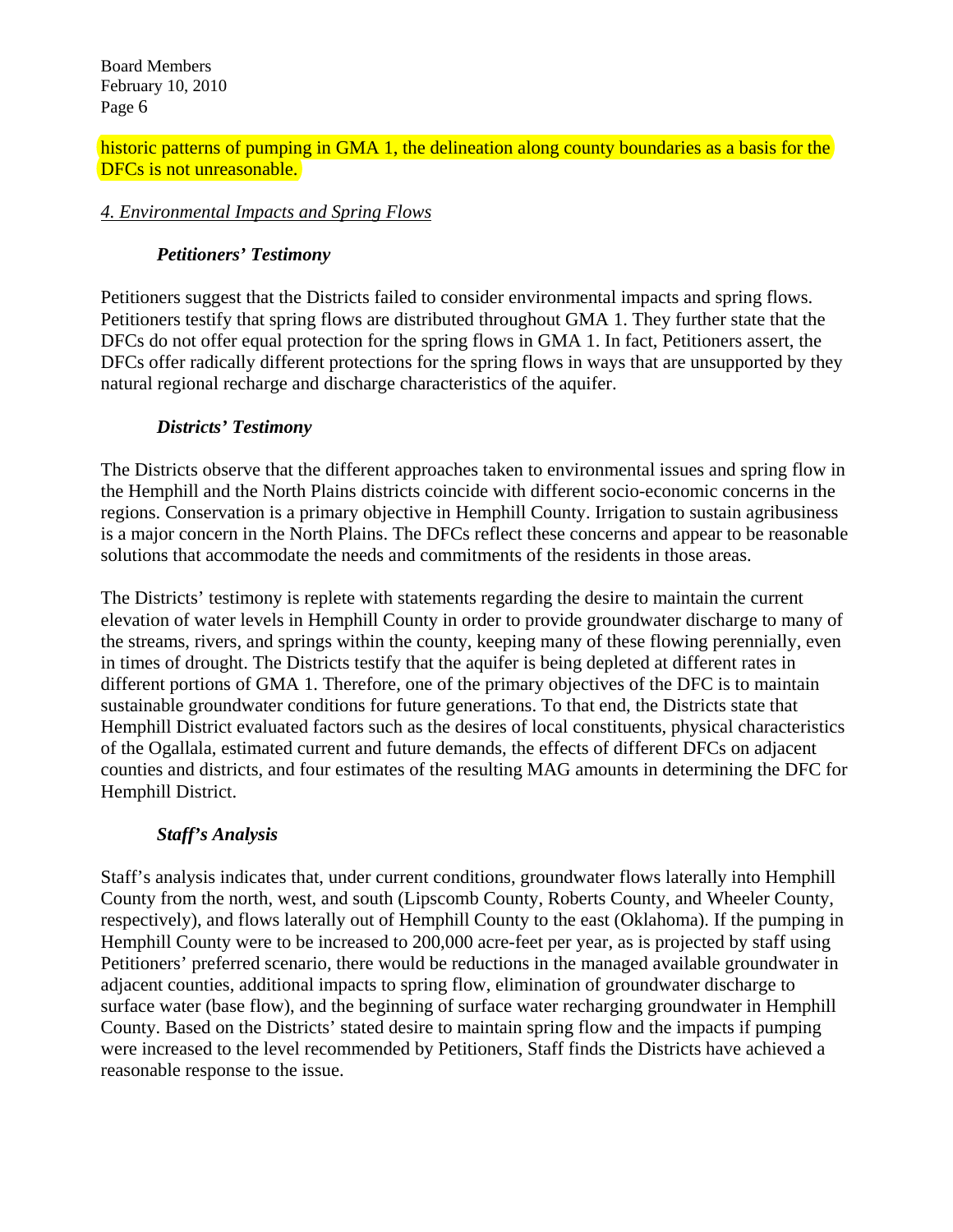historic patterns of pumping in GMA 1, the delineation along county boundaries as a basis for the DFCs is not unreasonable.

### *4. Environmental Impacts and Spring Flows*

***Petitioners' Testimony***

Petitioners suggest that the Districts failed to consider environmental impacts and spring flows. Petitioners testify that spring flows are distributed throughout GMA 1. They further state that the DFCs do not offer equal protection for the spring flows in GMA 1. In fact, Petitioners assert, the DFCs offer radically different protections for the spring flows in ways that are unsupported by they natural regional recharge and discharge characteristics of the aquifer.

***Districts' Testimony***

The Districts observe that the different approaches taken to environmental issues and spring flow in the Hemphill and the North Plains districts coincide with different socio-economic concerns in the regions. Conservation is a primary objective in Hemphill County. Irrigation to sustain agribusiness is a major concern in the North Plains. The DFCs reflect these concerns and appear to be reasonable solutions that accommodate the needs and commitments of the residents in those areas.

The Districts' testimony is replete with statements regarding the desire to maintain the current elevation of water levels in Hemphill County in order to provide groundwater discharge to many of the streams, rivers, and springs within the county, keeping many of these flowing perennially, even in times of drought. The Districts testify that the aquifer is being depleted at different rates in different portions of GMA 1. Therefore, one of the primary objectives of the DFC is to maintain sustainable groundwater conditions for future generations. To that end, the Districts state that Hemphill District evaluated factors such as the desires of local constituents, physical characteristics of the Ogallala, estimated current and future demands, the effects of different DFCs on adjacent counties and districts, and four estimates of the resulting MAG amounts in determining the DFC for Hemphill District.

***Staff's Analysis***

Staff's analysis indicates that, under current conditions, groundwater flows laterally into Hemphill County from the north, west, and south (Lipscomb County, Roberts County, and Wheeler County, respectively), and flows laterally out of Hemphill County to the east (Oklahoma). If the pumping in Hemphill County were to be increased to 200,000 acre-feet per year, as is projected by staff using Petitioners' preferred scenario, there would be reductions in the managed available groundwater in adjacent counties, additional impacts to spring flow, elimination of groundwater discharge to surface water (base flow), and the beginning of surface water recharging groundwater in Hemphill County. Based on the Districts' stated desire to maintain spring flow and the impacts if pumping were increased to the level recommended by Petitioners, Staff finds the Districts have achieved a reasonable response to the issue.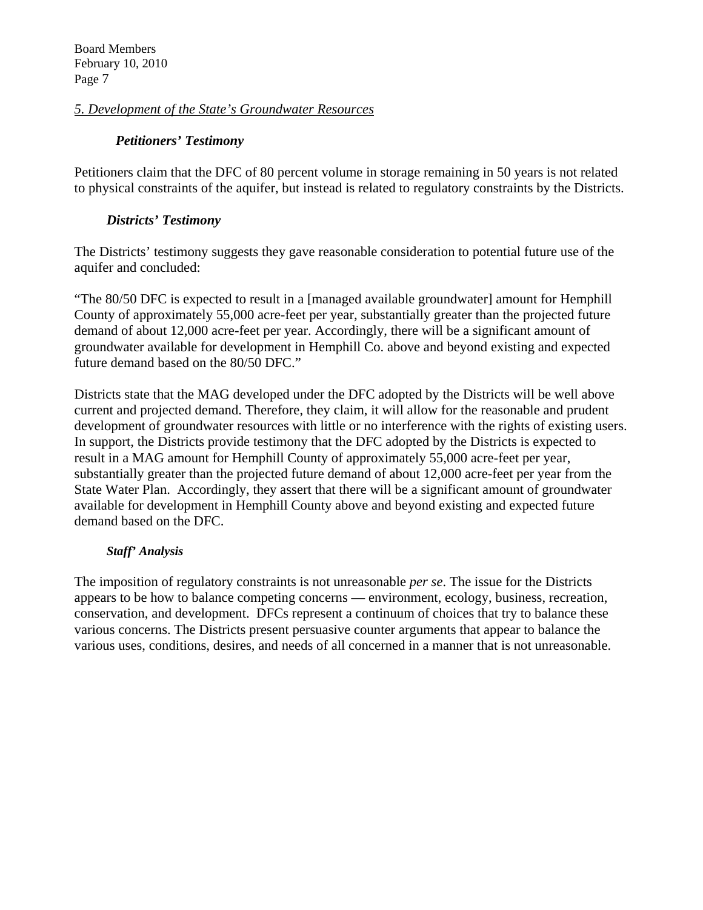## 5. Development of the State's Groundwater Resources

### *Petitioners' Testimony*

Petitioners claim that the DFC of 80 percent volume in storage remaining in 50 years is not related to physical constraints of the aquifer, but instead is related to regulatory constraints by the Districts.

### *Districts' Testimony*

The Districts' testimony suggests they gave reasonable consideration to potential future use of the aquifer and concluded:

"The 80/50 DFC is expected to result in a [managed available groundwater] amount for Hemphill County of approximately 55,000 acre-feet per year, substantially greater than the projected future demand of about 12,000 acre-feet per year. Accordingly, there will be a significant amount of groundwater available for development in Hemphill Co. above and beyond existing and expected future demand based on the 80/50 DFC."

Districts state that the MAG developed under the DFC adopted by the Districts will be well above current and projected demand. Therefore, they claim, it will allow for the reasonable and prudent development of groundwater resources with little or no interference with the rights of existing users. In support, the Districts provide testimony that the DFC adopted by the Districts is expected to result in a MAG amount for Hemphill County of approximately 55,000 acre-feet per year, substantially greater than the projected future demand of about 12,000 acre-feet per year from the State Water Plan. Accordingly, they assert that there will be a significant amount of groundwater available for development in Hemphill County above and beyond existing and expected future demand based on the DFC.

### *Staff' Analysis*

The imposition of regulatory constraints is not unreasonable *per se*. The issue for the Districts appears to be how to balance competing concerns — environment, ecology, business, recreation, conservation, and development. DFCs represent a continuum of choices that try to balance these various concerns. The Districts present persuasive counter arguments that appear to balance the various uses, conditions, desires, and needs of all concerned in a manner that is not unreasonable.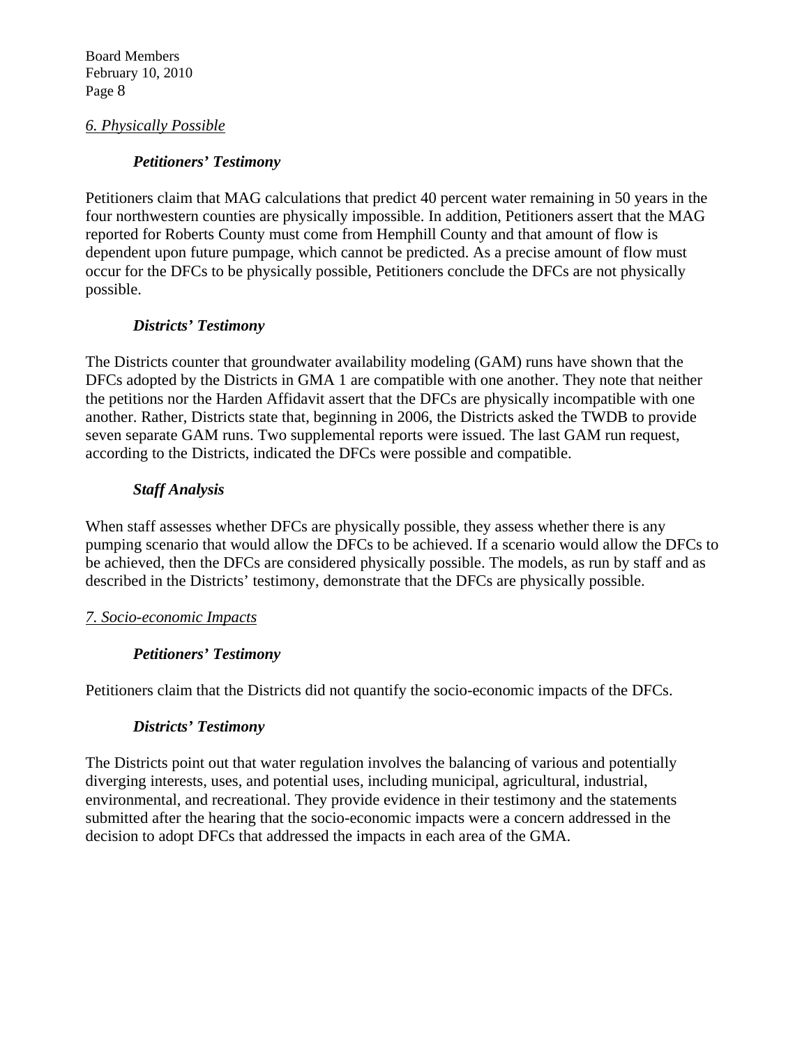### *6. Physically Possible*

#### ***Petitioners' Testimony***

Petitioners claim that MAG calculations that predict 40 percent water remaining in 50 years in the four northwestern counties are physically impossible. In addition, Petitioners assert that the MAG reported for Roberts County must come from Hemphill County and that amount of flow is dependent upon future pumpage, which cannot be predicted. As a precise amount of flow must occur for the DFCs to be physically possible, Petitioners conclude the DFCs are not physically possible.

#### ***Districts' Testimony***

The Districts counter that groundwater availability modeling (GAM) runs have shown that the DFCs adopted by the Districts in GMA 1 are compatible with one another. They note that neither the petitions nor the Harden Affidavit assert that the DFCs are physically incompatible with one another. Rather, Districts state that, beginning in 2006, the Districts asked the TWDB to provide seven separate GAM runs. Two supplemental reports were issued. The last GAM run request, according to the Districts, indicated the DFCs were possible and compatible.

#### ***Staff Analysis***

When staff assesses whether DFCs are physically possible, they assess whether there is any pumping scenario that would allow the DFCs to be achieved. If a scenario would allow the DFCs to be achieved, then the DFCs are considered physically possible. The models, as run by staff and as described in the Districts' testimony, demonstrate that the DFCs are physically possible.

### *7. Socio-economic Impacts*

#### ***Petitioners' Testimony***

Petitioners claim that the Districts did not quantify the socio-economic impacts of the DFCs.

#### ***Districts' Testimony***

The Districts point out that water regulation involves the balancing of various and potentially diverging interests, uses, and potential uses, including municipal, agricultural, industrial, environmental, and recreational. They provide evidence in their testimony and the statements submitted after the hearing that the socio-economic impacts were a concern addressed in the decision to adopt DFCs that addressed the impacts in each area of the GMA.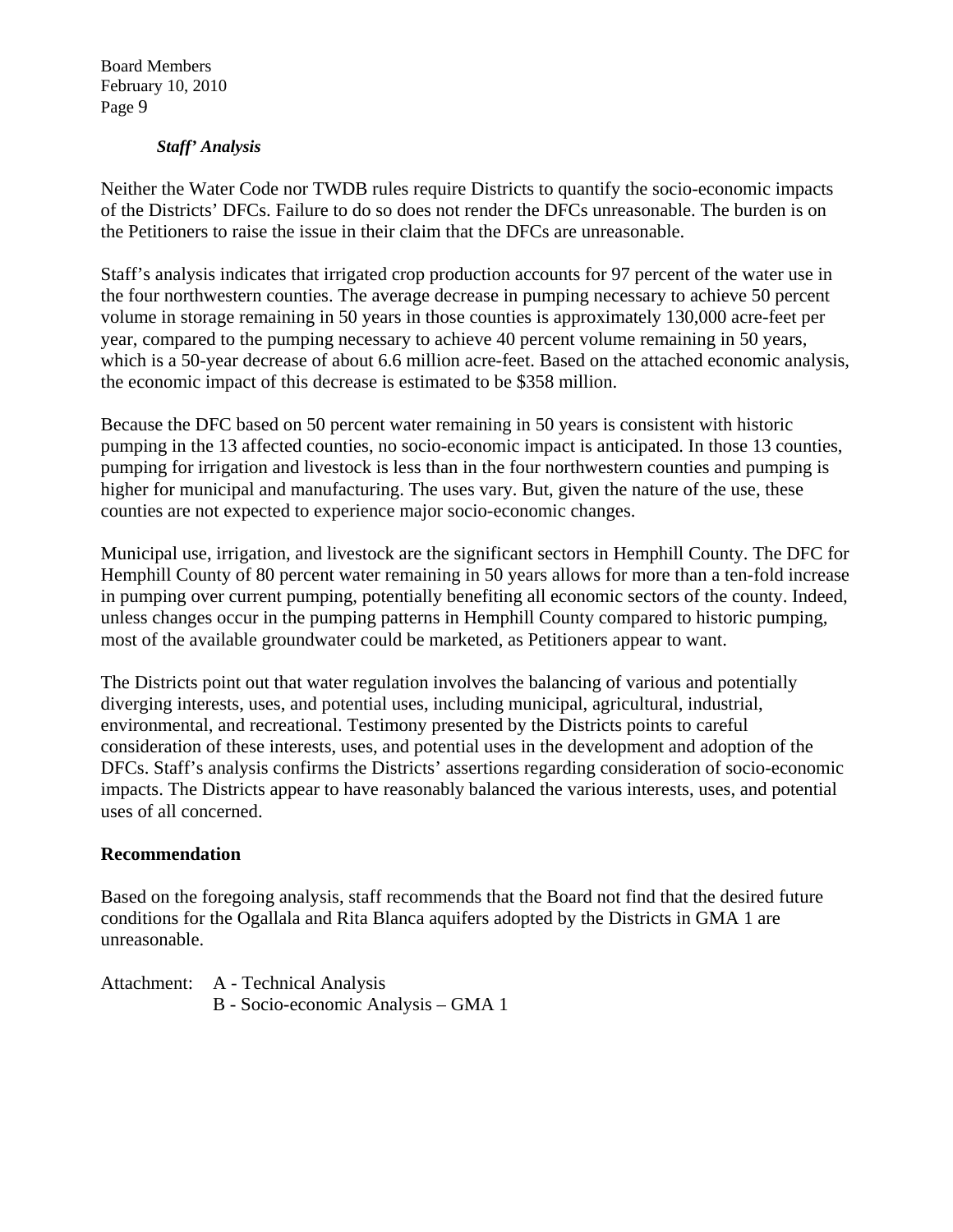*Staff' Analysis*

Neither the Water Code nor TWDB rules require Districts to quantify the socio-economic impacts of the Districts' DFCs. Failure to do so does not render the DFCs unreasonable. The burden is on the Petitioners to raise the issue in their claim that the DFCs are unreasonable.

Staff's analysis indicates that irrigated crop production accounts for 97 percent of the water use in the four northwestern counties. The average decrease in pumping necessary to achieve 50 percent volume in storage remaining in 50 years in those counties is approximately 130,000 acre-feet per year, compared to the pumping necessary to achieve 40 percent volume remaining in 50 years, which is a 50-year decrease of about 6.6 million acre-feet. Based on the attached economic analysis, the economic impact of this decrease is estimated to be $358 million.

Because the DFC based on 50 percent water remaining in 50 years is consistent with historic pumping in the 13 affected counties, no socio-economic impact is anticipated. In those 13 counties, pumping for irrigation and livestock is less than in the four northwestern counties and pumping is higher for municipal and manufacturing. The uses vary. But, given the nature of the use, these counties are not expected to experience major socio-economic changes.

Municipal use, irrigation, and livestock are the significant sectors in Hemphill County. The DFC for Hemphill County of 80 percent water remaining in 50 years allows for more than a ten-fold increase in pumping over current pumping, potentially benefiting all economic sectors of the county. Indeed, unless changes occur in the pumping patterns in Hemphill County compared to historic pumping, most of the available groundwater could be marketed, as Petitioners appear to want.

The Districts point out that water regulation involves the balancing of various and potentially diverging interests, uses, and potential uses, including municipal, agricultural, industrial, environmental, and recreational. Testimony presented by the Districts points to careful consideration of these interests, uses, and potential uses in the development and adoption of the DFCs. Staff's analysis confirms the Districts' assertions regarding consideration of socio-economic impacts. The Districts appear to have reasonably balanced the various interests, uses, and potential uses of all concerned.

**Recommendation**

Based on the foregoing analysis, staff recommends that the Board not find that the desired future conditions for the Ogallala and Rita Blanca aquifers adopted by the Districts in GMA 1 are unreasonable.

Attachment: A - Technical Analysis
B - Socio-economic Analysis – GMA 1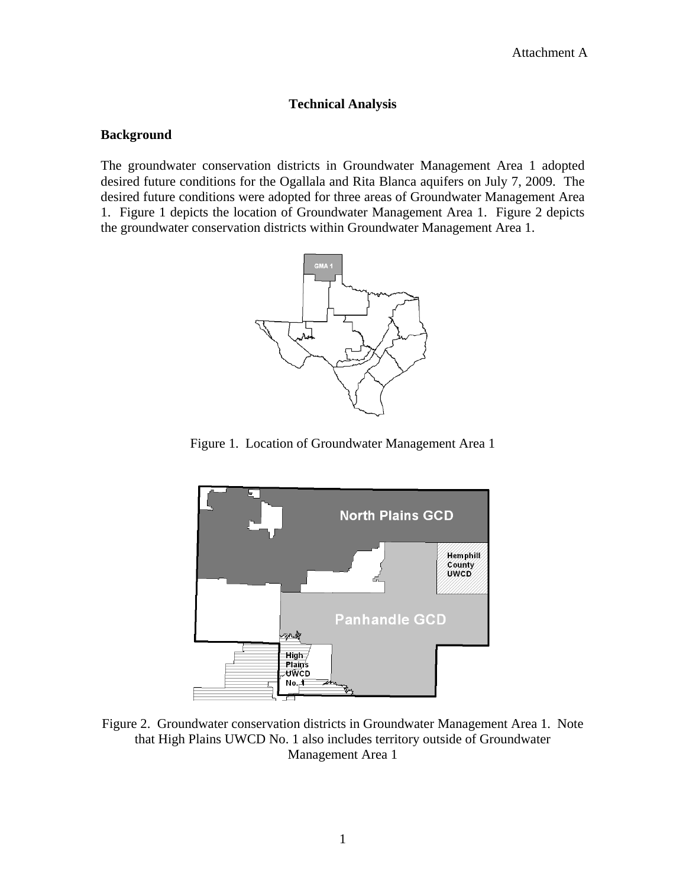Attachment A

## Technical Analysis

### Background

The groundwater conservation districts in Groundwater Management Area 1 adopted desired future conditions for the Ogallala and Rita Blanca aquifers on July 7, 2009. The desired future conditions were adopted for three areas of Groundwater Management Area 1. Figure 1 depicts the location of Groundwater Management Area 1. Figure 2 depicts the groundwater conservation districts within Groundwater Management Area 1.

Figure 1. Location of Groundwater Management Area 1

Figure 2. Groundwater conservation districts in Groundwater Management Area 1. Note that High Plains UWCD No. 1 also includes territory outside of Groundwater Management Area 1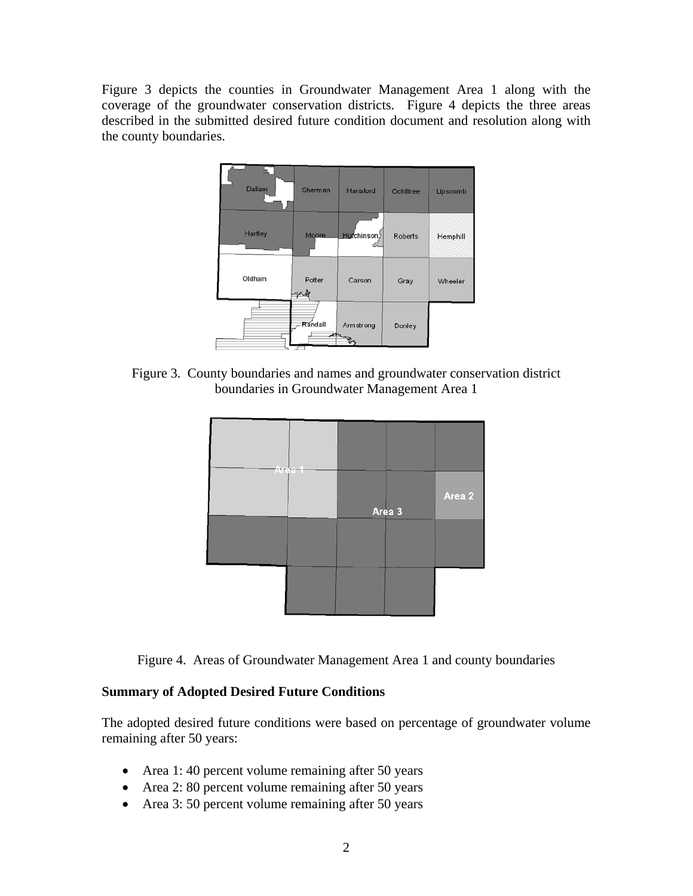Figure 3 depicts the counties in Groundwater Management Area 1 along with the coverage of the groundwater conservation districts. Figure 4 depicts the three areas described in the submitted desired future condition document and resolution along with the county boundaries.

Figure 3. County boundaries and names and groundwater conservation district boundaries in Groundwater Management Area 1

Figure 4. Areas of Groundwater Management Area 1 and county boundaries

**Summary of Adopted Desired Future Conditions**

The adopted desired future conditions were based on percentage of groundwater volume remaining after 50 years:

- Area 1: 40 percent volume remaining after 50 years
- Area 2: 80 percent volume remaining after 50 years
- Area 3: 50 percent volume remaining after 50 years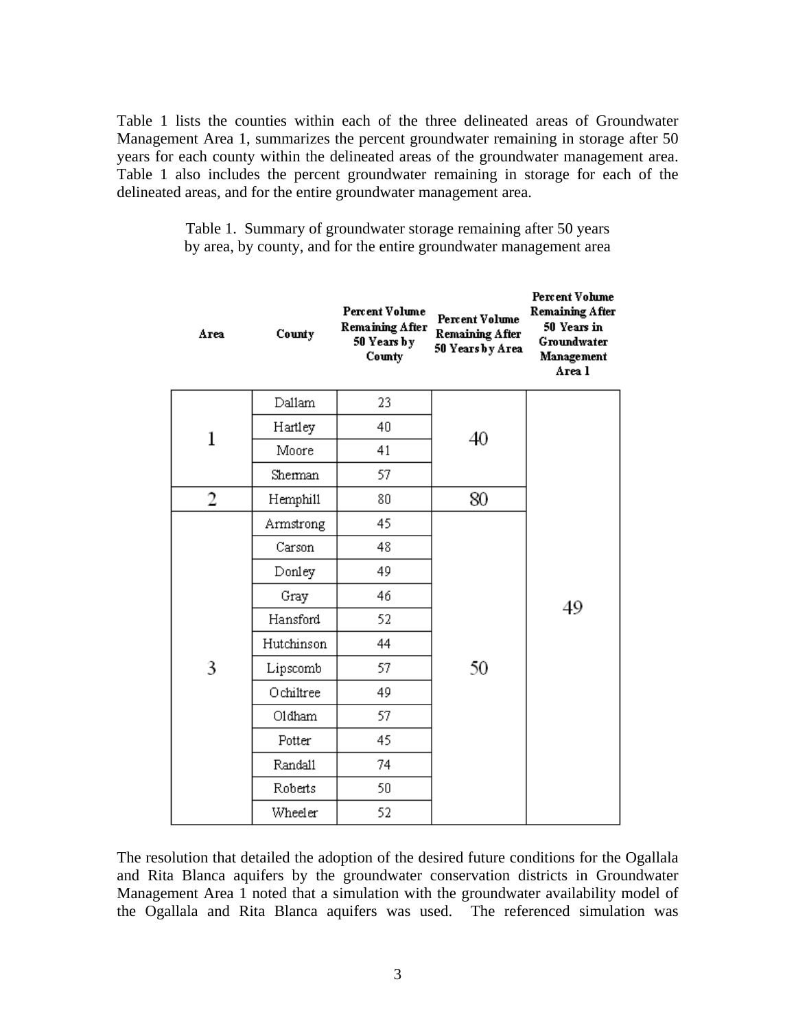Table 1 lists the counties within each of the three delineated areas of Groundwater Management Area 1, summarizes the percent groundwater remaining in storage after 50 years for each county within the delineated areas of the groundwater management area. Table 1 also includes the percent groundwater remaining in storage for each of the delineated areas, and for the entire groundwater management area.

Table 1. Summary of groundwater storage remaining after 50 years by area, by county, and for the entire groundwater management area

| Area | County | Percent Volume Remaining After 50 Years by County | Percent Volume Remaining After 50 Years by Area | Percent Volume Remaining After 50 Years in Groundwater Management Area 1 |
|---|---|---|---|---|
| 1 | Dallam | 23 | 40 | 49 |
| | Hartley | 40 | | |
| | Moore | 41 | | |
| | Sherman | 57 | | |
| 2 | Hemphill | 80 | 80 | |
| 3 | Armstrong | 45 | 50 | |
| | Carson | 48 | | |
| | Donley | 49 | | |
| | Gray | 46 | | |
| | Hansford | 52 | | |
| | Hutchinson | 44 | | |
| | Lipscomb | 57 | | |
| | Ochiltree | 49 | | |
| | Oldham | 57 | | |
| | Potter | 45 | | |
| | Randall | 74 | | |
| | Roberts | 50 | | |
| | Wheeler | 52 | | |

The resolution that detailed the adoption of the desired future conditions for the Ogallala and Rita Blanca aquifers by the groundwater conservation districts in Groundwater Management Area 1 noted that a simulation with the groundwater availability model of the Ogallala and Rita Blanca aquifers was used. The referenced simulation was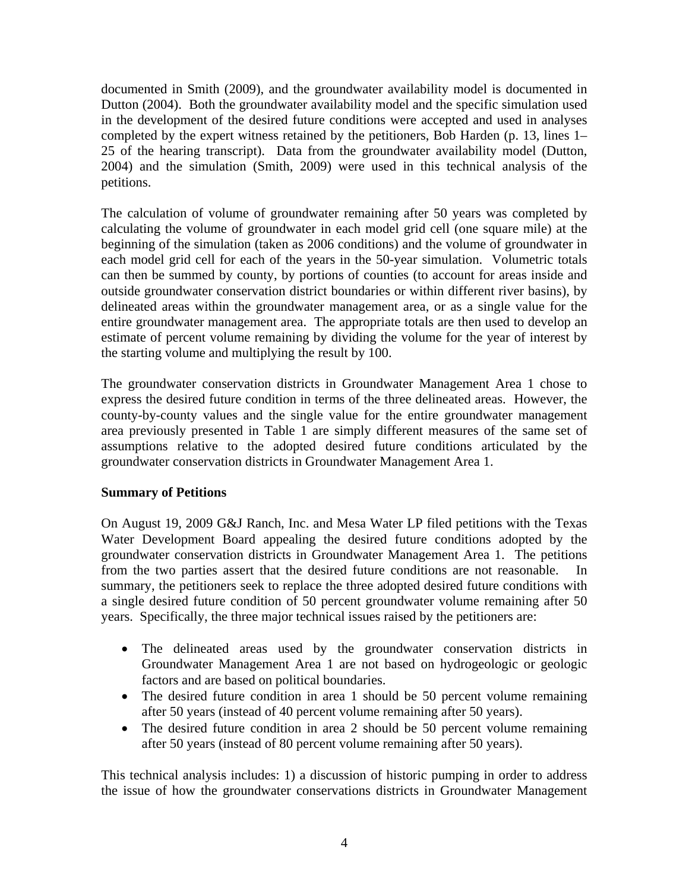documented in Smith (2009), and the groundwater availability model is documented in Dutton (2004). Both the groundwater availability model and the specific simulation used in the development of the desired future conditions were accepted and used in analyses completed by the expert witness retained by the petitioners, Bob Harden (p. 13, lines 1–25 of the hearing transcript). Data from the groundwater availability model (Dutton, 2004) and the simulation (Smith, 2009) were used in this technical analysis of the petitions.

The calculation of volume of groundwater remaining after 50 years was completed by calculating the volume of groundwater in each model grid cell (one square mile) at the beginning of the simulation (taken as 2006 conditions) and the volume of groundwater in each model grid cell for each of the years in the 50-year simulation. Volumetric totals can then be summed by county, by portions of counties (to account for areas inside and outside groundwater conservation district boundaries or within different river basins), by delineated areas within the groundwater management area, or as a single value for the entire groundwater management area. The appropriate totals are then used to develop an estimate of percent volume remaining by dividing the volume for the year of interest by the starting volume and multiplying the result by 100.

The groundwater conservation districts in Groundwater Management Area 1 chose to express the desired future condition in terms of the three delineated areas. However, the county-by-county values and the single value for the entire groundwater management area previously presented in Table 1 are simply different measures of the same set of assumptions relative to the adopted desired future conditions articulated by the groundwater conservation districts in Groundwater Management Area 1.

**Summary of Petitions**

On August 19, 2009 G&J Ranch, Inc. and Mesa Water LP filed petitions with the Texas Water Development Board appealing the desired future conditions adopted by the groundwater conservation districts in Groundwater Management Area 1. The petitions from the two parties assert that the desired future conditions are not reasonable. In summary, the petitioners seek to replace the three adopted desired future conditions with a single desired future condition of 50 percent groundwater volume remaining after 50 years. Specifically, the three major technical issues raised by the petitioners are:

- The delineated areas used by the groundwater conservation districts in Groundwater Management Area 1 are not based on hydrogeologic or geologic factors and are based on political boundaries.
- The desired future condition in area 1 should be 50 percent volume remaining after 50 years (instead of 40 percent volume remaining after 50 years).
- The desired future condition in area 2 should be 50 percent volume remaining after 50 years (instead of 80 percent volume remaining after 50 years).

This technical analysis includes: 1) a discussion of historic pumping in order to address the issue of how the groundwater conservations districts in Groundwater Management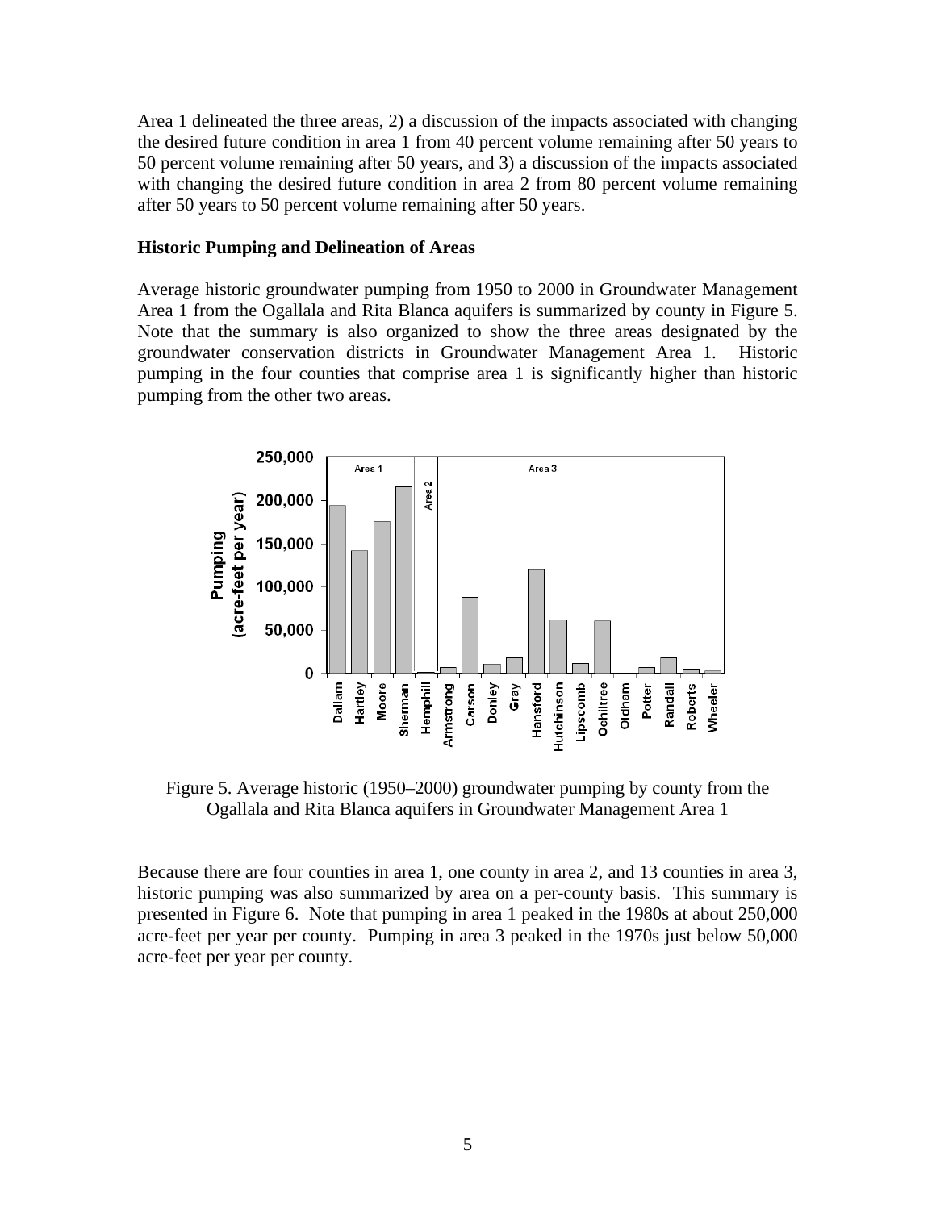Area 1 delineated the three areas, 2) a discussion of the impacts associated with changing the desired future condition in area 1 from 40 percent volume remaining after 50 years to 50 percent volume remaining after 50 years, and 3) a discussion of the impacts associated with changing the desired future condition in area 2 from 80 percent volume remaining after 50 years to 50 percent volume remaining after 50 years.

**Historic Pumping and Delineation of Areas**

Average historic groundwater pumping from 1950 to 2000 in Groundwater Management Area 1 from the Ogallala and Rita Blanca aquifers is summarized by county in Figure 5. Note that the summary is also organized to show the three areas designated by the groundwater conservation districts in Groundwater Management Area 1. Historic pumping in the four counties that comprise area 1 is significantly higher than historic pumping from the other two areas.

Figure 5. Average historic (1950–2000) groundwater pumping by county from the Ogallala and Rita Blanca aquifers in Groundwater Management Area 1

Because there are four counties in area 1, one county in area 2, and 13 counties in area 3, historic pumping was also summarized by area on a per-county basis. This summary is presented in Figure 6. Note that pumping in area 1 peaked in the 1980s at about 250,000 acre-feet per year per county. Pumping in area 3 peaked in the 1970s just below 50,000 acre-feet per year per county.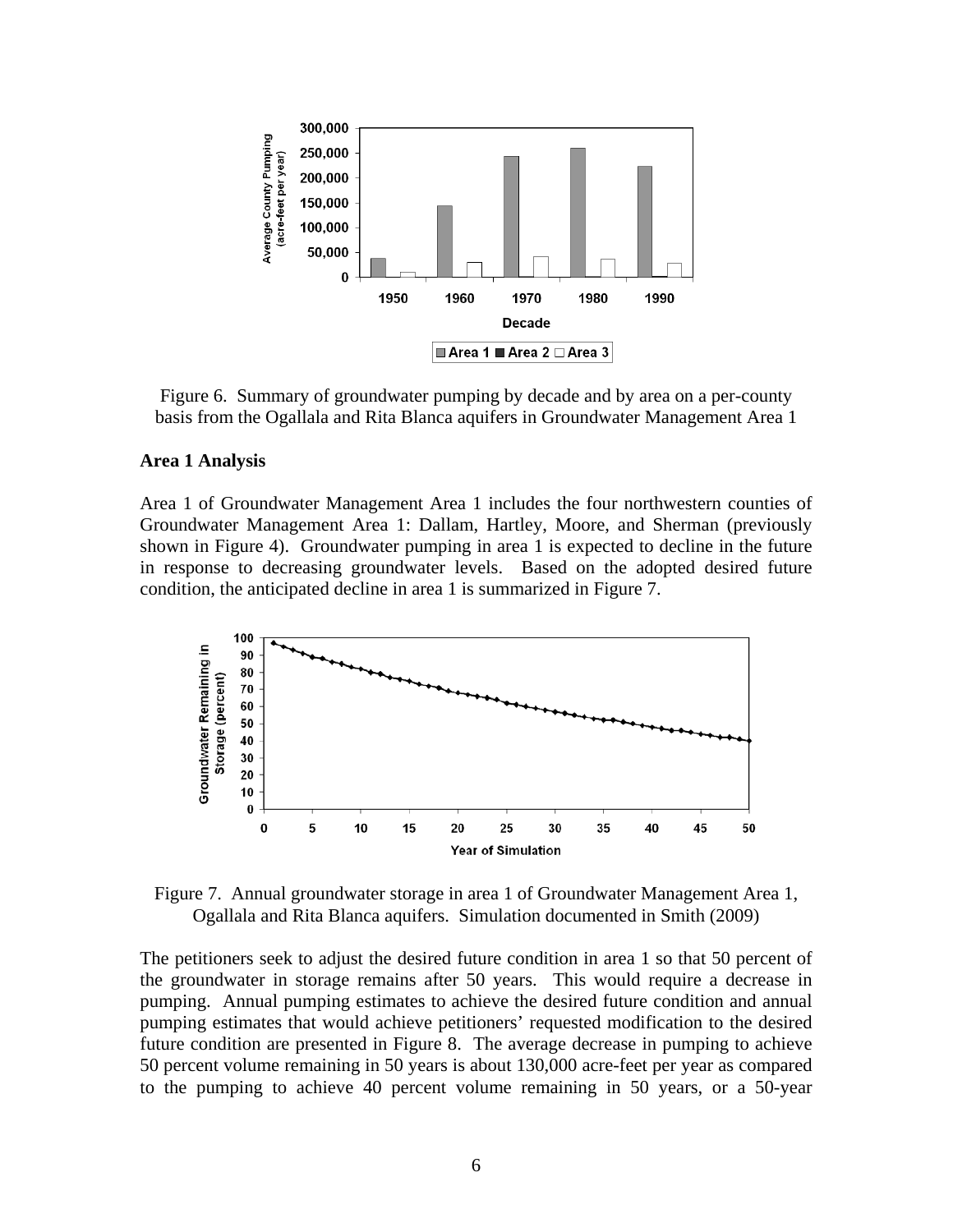Figure 6. Summary of groundwater pumping by decade and by area on a per-county basis from the Ogallala and Rita Blanca aquifers in Groundwater Management Area 1

### Area 1 Analysis

Area 1 of Groundwater Management Area 1 includes the four northwestern counties of Groundwater Management Area 1: Dallam, Hartley, Moore, and Sherman (previously shown in Figure 4). Groundwater pumping in area 1 is expected to decline in the future in response to decreasing groundwater levels. Based on the adopted desired future condition, the anticipated decline in area 1 is summarized in Figure 7.

Figure 7. Annual groundwater storage in area 1 of Groundwater Management Area 1, Ogallala and Rita Blanca aquifers. Simulation documented in Smith (2009)

The petitioners seek to adjust the desired future condition in area 1 so that 50 percent of the groundwater in storage remains after 50 years. This would require a decrease in pumping. Annual pumping estimates to achieve the desired future condition and annual pumping estimates that would achieve petitioners' requested modification to the desired future condition are presented in Figure 8. The average decrease in pumping to achieve 50 percent volume remaining in 50 years is about 130,000 acre-feet per year as compared to the pumping to achieve 40 percent volume remaining in 50 years, or a 50-year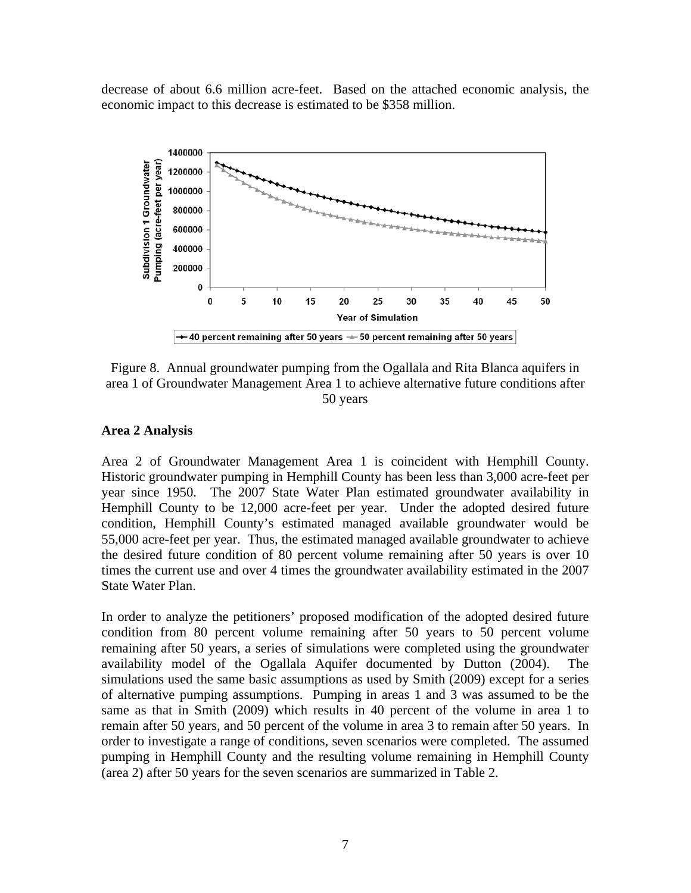decrease of about 6.6 million acre-feet. Based on the attached economic analysis, the economic impact to this decrease is estimated to be $358 million.

Figure 8. Annual groundwater pumping from the Ogallala and Rita Blanca aquifers in area 1 of Groundwater Management Area 1 to achieve alternative future conditions after 50 years

### Area 2 Analysis

Area 2 of Groundwater Management Area 1 is coincident with Hemphill County. Historic groundwater pumping in Hemphill County has been less than 3,000 acre-feet per year since 1950. The 2007 State Water Plan estimated groundwater availability in Hemphill County to be 12,000 acre-feet per year. Under the adopted desired future condition, Hemphill County's estimated managed available groundwater would be 55,000 acre-feet per year. Thus, the estimated managed available groundwater to achieve the desired future condition of 80 percent volume remaining after 50 years is over 10 times the current use and over 4 times the groundwater availability estimated in the 2007 State Water Plan.

In order to analyze the petitioners' proposed modification of the adopted desired future condition from 80 percent volume remaining after 50 years to 50 percent volume remaining after 50 years, a series of simulations were completed using the groundwater availability model of the Ogallala Aquifer documented by Dutton (2004). The simulations used the same basic assumptions as used by Smith (2009) except for a series of alternative pumping assumptions. Pumping in areas 1 and 3 was assumed to be the same as that in Smith (2009) which results in 40 percent of the volume in area 1 to remain after 50 years, and 50 percent of the volume in area 3 to remain after 50 years. In order to investigate a range of conditions, seven scenarios were completed. The assumed pumping in Hemphill County and the resulting volume remaining in Hemphill County (area 2) after 50 years for the seven scenarios are summarized in Table 2.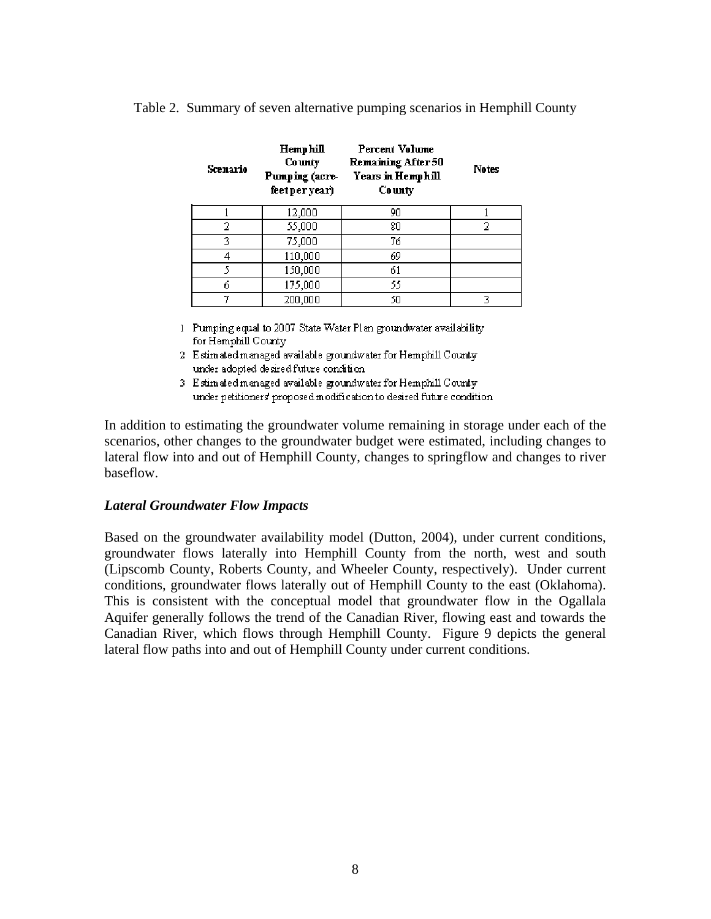Table 2. Summary of seven alternative pumping scenarios in Hemphill County

| Scenario | Hemphill County Pumping (acre-feet per year) | Percent Volume Remaining After 50 Years in Hemphill County | Notes |
|---|---|---|---|
| 1 | 12,000 | 90 | 1 |
| 2 | 55,000 | 80 | 2 |
| 3 | 75,000 | 76 | |
| 4 | 110,000 | 69 | |
| 5 | 150,000 | 61 | |
| 6 | 175,000 | 55 | |
| 7 | 200,000 | 50 | 3 |

1 Pumping equal to 2007 State Water Plan groundwater availability for Hemphill County

2 Estimated managed available groundwater for Hemphill County under adopted desired future condition

3 Estimated managed available groundwater for Hemphill County under petitioners' proposed modification to desired future condition

In addition to estimating the groundwater volume remaining in storage under each of the scenarios, other changes to the groundwater budget were estimated, including changes to lateral flow into and out of Hemphill County, changes to springflow and changes to river baseflow.

### *Lateral Groundwater Flow Impacts*

Based on the groundwater availability model (Dutton, 2004), under current conditions, groundwater flows laterally into Hemphill County from the north, west and south (Lipscomb County, Roberts County, and Wheeler County, respectively). Under current conditions, groundwater flows laterally out of Hemphill County to the east (Oklahoma). This is consistent with the conceptual model that groundwater flow in the Ogallala Aquifer generally follows the trend of the Canadian River, flowing east and towards the Canadian River, which flows through Hemphill County. Figure 9 depicts the general lateral flow paths into and out of Hemphill County under current conditions.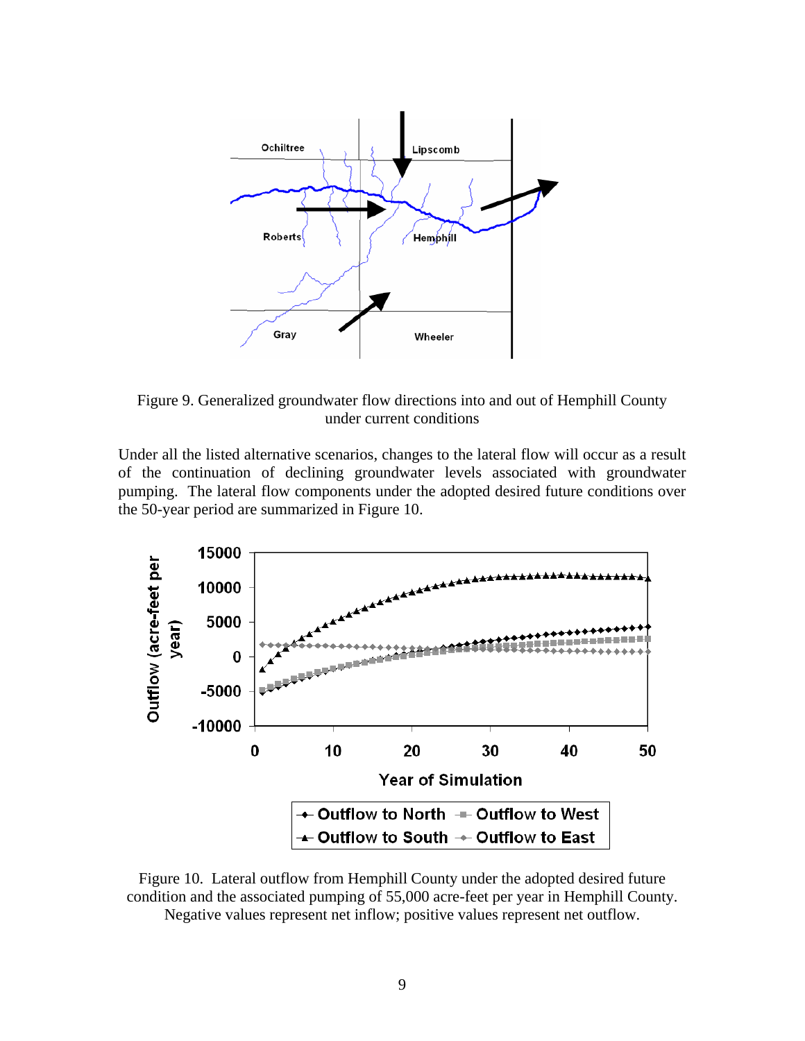Figure 9. Generalized groundwater flow directions into and out of Hemphill County under current conditions

Under all the listed alternative scenarios, changes to the lateral flow will occur as a result of the continuation of declining groundwater levels associated with groundwater pumping. The lateral flow components under the adopted desired future conditions over the 50-year period are summarized in Figure 10.

Figure 10. Lateral outflow from Hemphill County under the adopted desired future condition and the associated pumping of 55,000 acre-feet per year in Hemphill County. Negative values represent net inflow; positive values represent net outflow.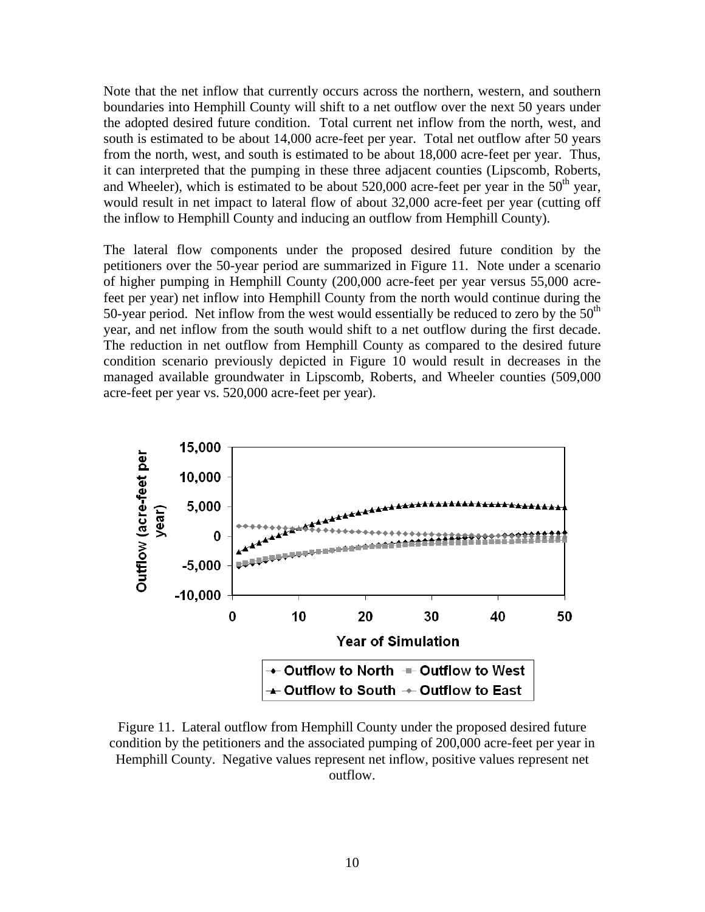Note that the net inflow that currently occurs across the northern, western, and southern boundaries into Hemphill County will shift to a net outflow over the next 50 years under the adopted desired future condition. Total current net inflow from the north, west, and south is estimated to be about 14,000 acre-feet per year. Total net outflow after 50 years from the north, west, and south is estimated to be about 18,000 acre-feet per year. Thus, it can interpreted that the pumping in these three adjacent counties (Lipscomb, Roberts, and Wheeler), which is estimated to be about 520,000 acre-feet per year in the 50th year, would result in net impact to lateral flow of about 32,000 acre-feet per year (cutting off the inflow to Hemphill County and inducing an outflow from Hemphill County).

The lateral flow components under the proposed desired future condition by the petitioners over the 50-year period are summarized in Figure 11. Note under a scenario of higher pumping in Hemphill County (200,000 acre-feet per year versus 55,000 acre-feet per year) net inflow into Hemphill County from the north would continue during the 50-year period. Net inflow from the west would essentially be reduced to zero by the 50th year, and net inflow from the south would shift to a net outflow during the first decade. The reduction in net outflow from Hemphill County as compared to the desired future condition scenario previously depicted in Figure 10 would result in decreases in the managed available groundwater in Lipscomb, Roberts, and Wheeler counties (509,000 acre-feet per year vs. 520,000 acre-feet per year).

Figure 11. Lateral outflow from Hemphill County under the proposed desired future condition by the petitioners and the associated pumping of 200,000 acre-feet per year in Hemphill County. Negative values represent net inflow, positive values represent net outflow.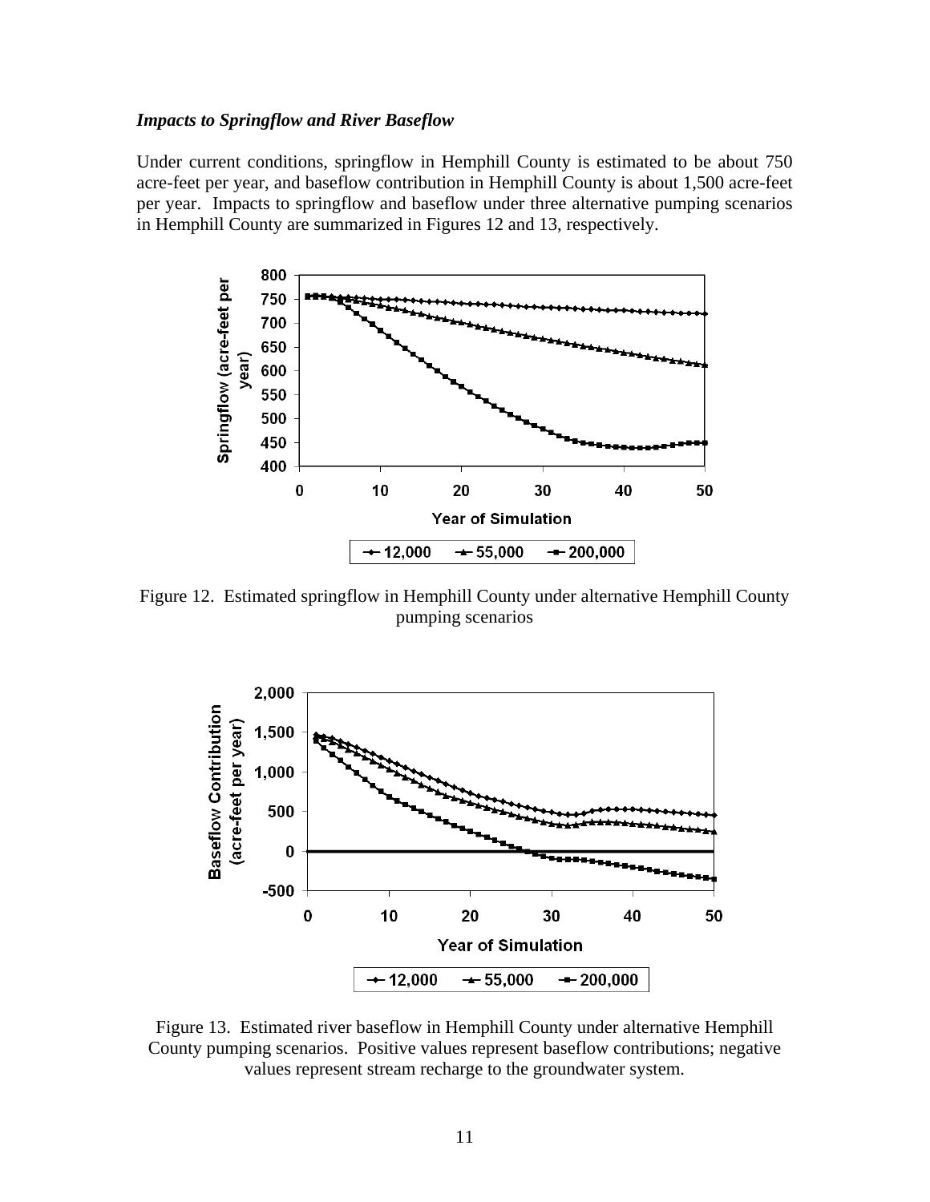### *Impacts to Springflow and River Baseflow*

Under current conditions, springflow in Hemphill County is estimated to be about 750 acre-feet per year, and baseflow contribution in Hemphill County is about 1,500 acre-feet per year. Impacts to springflow and baseflow under three alternative pumping scenarios in Hemphill County are summarized in Figures 12 and 13, respectively.

Figure 12. Estimated springflow in Hemphill County under alternative Hemphill County pumping scenarios

Figure 13. Estimated river baseflow in Hemphill County under alternative Hemphill County pumping scenarios. Positive values represent baseflow contributions; negative values represent stream recharge to the groundwater system.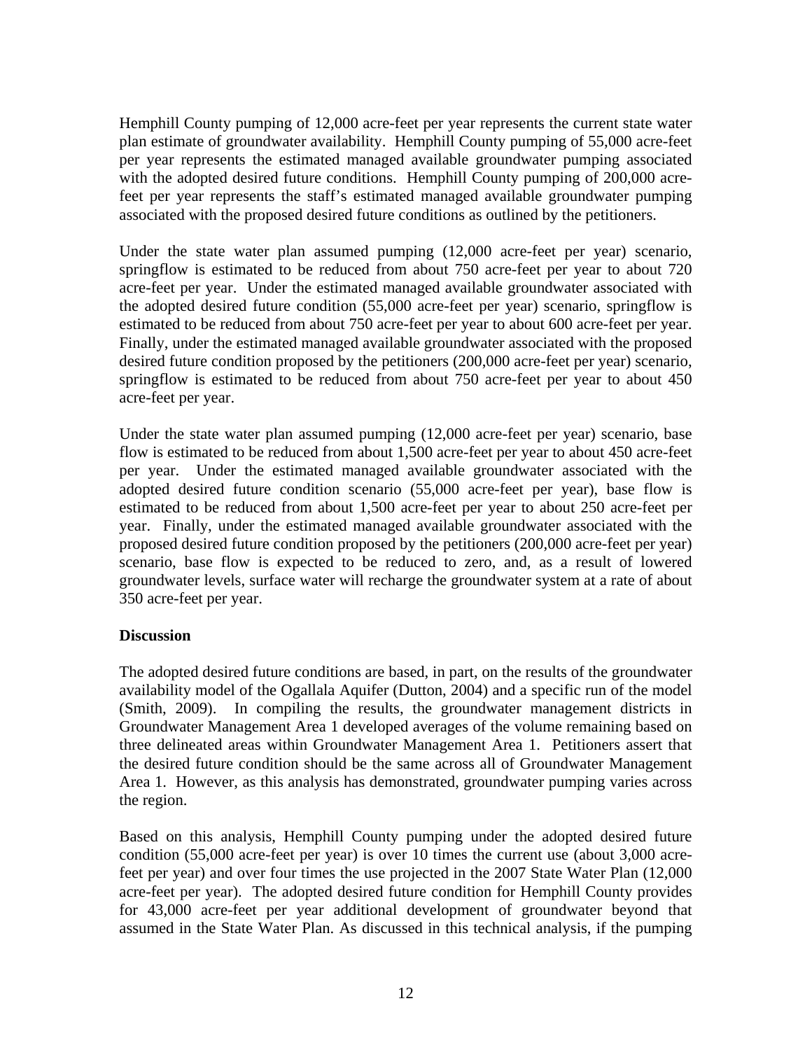Hemphill County pumping of 12,000 acre-feet per year represents the current state water plan estimate of groundwater availability. Hemphill County pumping of 55,000 acre-feet per year represents the estimated managed available groundwater pumping associated with the adopted desired future conditions. Hemphill County pumping of 200,000 acre-feet per year represents the staff's estimated managed available groundwater pumping associated with the proposed desired future conditions as outlined by the petitioners.

Under the state water plan assumed pumping (12,000 acre-feet per year) scenario, springflow is estimated to be reduced from about 750 acre-feet per year to about 720 acre-feet per year. Under the estimated managed available groundwater associated with the adopted desired future condition (55,000 acre-feet per year) scenario, springflow is estimated to be reduced from about 750 acre-feet per year to about 600 acre-feet per year. Finally, under the estimated managed available groundwater associated with the proposed desired future condition proposed by the petitioners (200,000 acre-feet per year) scenario, springflow is estimated to be reduced from about 750 acre-feet per year to about 450 acre-feet per year.

Under the state water plan assumed pumping (12,000 acre-feet per year) scenario, base flow is estimated to be reduced from about 1,500 acre-feet per year to about 450 acre-feet per year. Under the estimated managed available groundwater associated with the adopted desired future condition scenario (55,000 acre-feet per year), base flow is estimated to be reduced from about 1,500 acre-feet per year to about 250 acre-feet per year. Finally, under the estimated managed available groundwater associated with the proposed desired future condition proposed by the petitioners (200,000 acre-feet per year) scenario, base flow is expected to be reduced to zero, and, as a result of lowered groundwater levels, surface water will recharge the groundwater system at a rate of about 350 acre-feet per year.

**Discussion**

The adopted desired future conditions are based, in part, on the results of the groundwater availability model of the Ogallala Aquifer (Dutton, 2004) and a specific run of the model (Smith, 2009). In compiling the results, the groundwater management districts in Groundwater Management Area 1 developed averages of the volume remaining based on three delineated areas within Groundwater Management Area 1. Petitioners assert that the desired future condition should be the same across all of Groundwater Management Area 1. However, as this analysis has demonstrated, groundwater pumping varies across the region.

Based on this analysis, Hemphill County pumping under the adopted desired future condition (55,000 acre-feet per year) is over 10 times the current use (about 3,000 acre-feet per year) and over four times the use projected in the 2007 State Water Plan (12,000 acre-feet per year). The adopted desired future condition for Hemphill County provides for 43,000 acre-feet per year additional development of groundwater beyond that assumed in the State Water Plan. As discussed in this technical analysis, if the pumping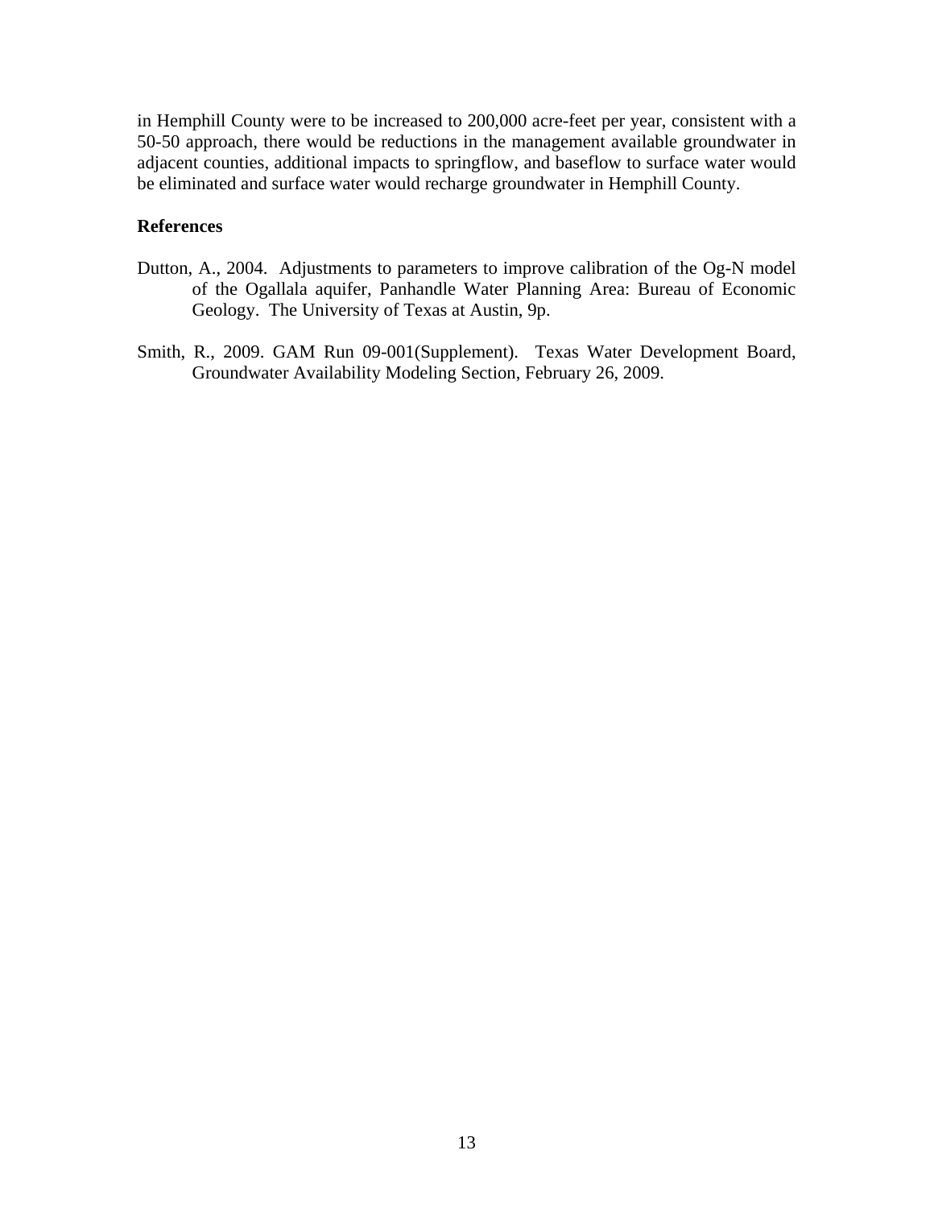in Hemphill County were to be increased to 200,000 acre-feet per year, consistent with a 50-50 approach, there would be reductions in the management available groundwater in adjacent counties, additional impacts to springflow, and baseflow to surface water would be eliminated and surface water would recharge groundwater in Hemphill County.

**References**

Dutton, A., 2004. Adjustments to parameters to improve calibration of the Og-N model of the Ogallala aquifer, Panhandle Water Planning Area: Bureau of Economic Geology. The University of Texas at Austin, 9p.

Smith, R., 2009. GAM Run 09-001(Supplement). Texas Water Development Board, Groundwater Availability Modeling Section, February 26, 2009.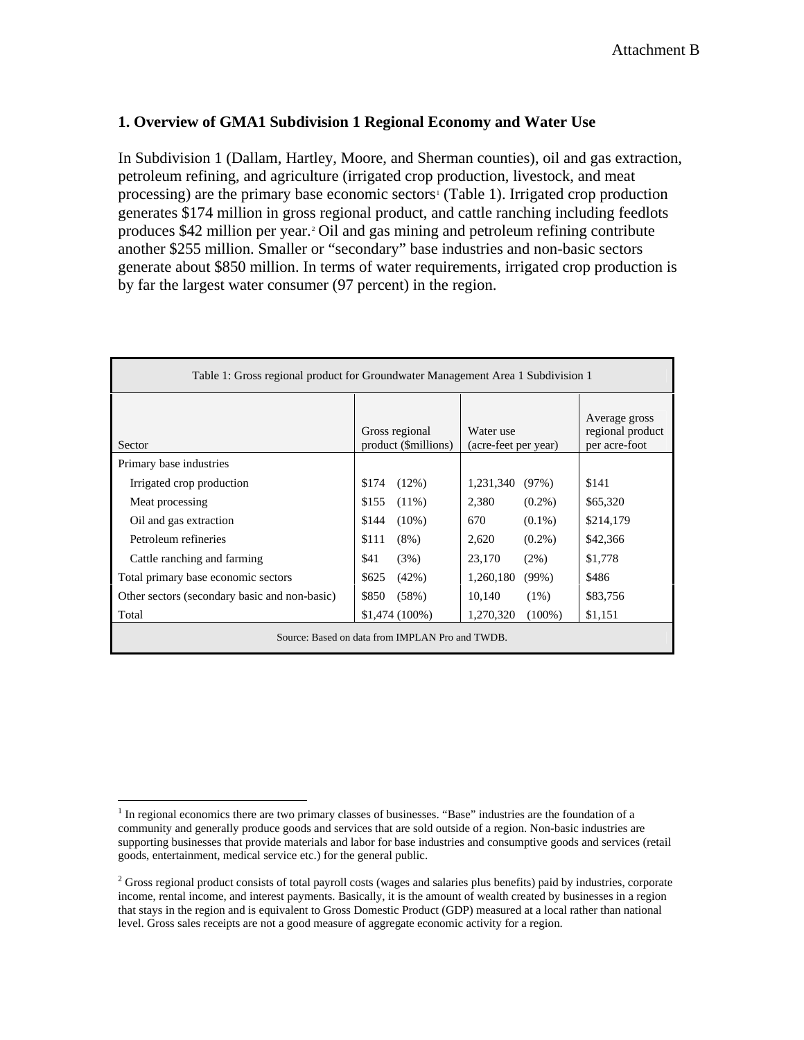Attachment B

## 1. Overview of GMA1 Subdivision 1 Regional Economy and Water Use

In Subdivision 1 (Dallam, Hartley, Moore, and Sherman counties), oil and gas extraction, petroleum refining, and agriculture (irrigated crop production, livestock, and meat processing) are the primary base economic sectors[1] (Table 1). Irrigated crop production generates $174 million in gross regional product, and cattle ranching including feedlots produces $42 million per year.[2] Oil and gas mining and petroleum refining contribute another $255 million. Smaller or "secondary" base industries and non-basic sectors generate about $850 million. In terms of water requirements, irrigated crop production is by far the largest water consumer (97 percent) in the region.

Table 1: Gross regional product for Groundwater Management Area 1 Subdivision 1

| Sector | Gross regional product ($millions) | Water use (acre-feet per year) | Average gross regional product per acre-foot |
|---|---|---|---|
| Primary base industries | | | |
| Irrigated crop production | $174 (12%) | 1,231,340 (97%) | $141 |
| Meat processing | $155 (11%) | 2,380 (0.2%) | $65,320 |
| Oil and gas extraction | $144 (10%) | 670 (0.1%) | $214,179 |
| Petroleum refineries | $111 (8%) | 2,620 (0.2%) | $42,366 |
| Cattle ranching and farming | $41 (3%) | 23,170 (2%) | $1,778 |
| Total primary base economic sectors | $625 (42%) | 1,260,180 (99%) | $486 |
| Other sectors (secondary basic and non-basic) | $850 (58%) | 10,140 (1%) | $83,756 |
| Total | $1,474 (100%) | 1,270,320 (100%) | $1,151 |

Source: Based on data from IMPLAN Pro and TWDB.

[1] In regional economics there are two primary classes of businesses. "Base" industries are the foundation of a community and generally produce goods and services that are sold outside of a region. Non-basic industries are supporting businesses that provide materials and labor for base industries and consumptive goods and services (retail goods, entertainment, medical service etc.) for the general public.

[2] Gross regional product consists of total payroll costs (wages and salaries plus benefits) paid by industries, corporate income, rental income, and interest payments. Basically, it is the amount of wealth created by businesses in a region that stays in the region and is equivalent to Gross Domestic Product (GDP) measured at a local rather than national level. Gross sales receipts are not a good measure of aggregate economic activity for a region.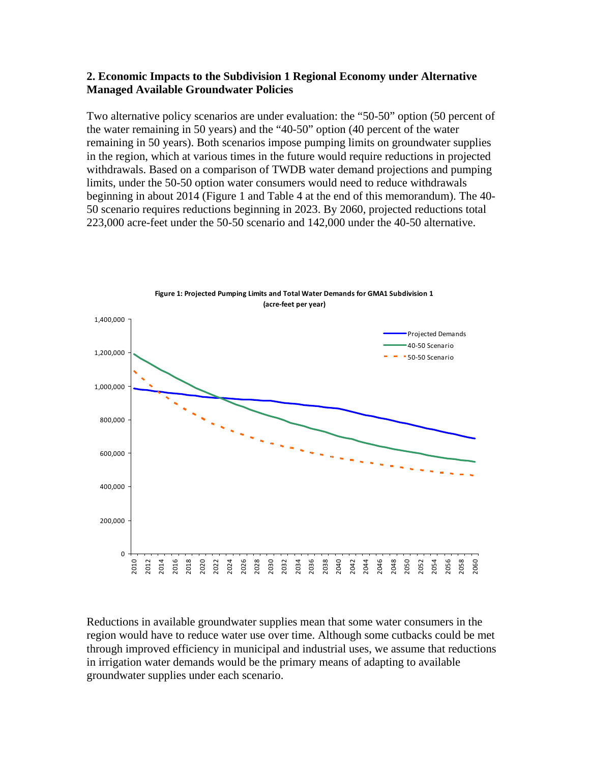## 2. Economic Impacts to the Subdivision 1 Regional Economy under Alternative Managed Available Groundwater Policies

Two alternative policy scenarios are under evaluation: the "50-50" option (50 percent of the water remaining in 50 years) and the "40-50" option (40 percent of the water remaining in 50 years). Both scenarios impose pumping limits on groundwater supplies in the region, which at various times in the future would require reductions in projected withdrawals. Based on a comparison of TWDB water demand projections and pumping limits, under the 50-50 option water consumers would need to reduce withdrawals beginning in about 2014 (Figure 1 and Table 4 at the end of this memorandum). The 40-50 scenario requires reductions beginning in 2023. By 2060, projected reductions total 223,000 acre-feet under the 50-50 scenario and 142,000 under the 40-50 alternative.

**Figure 1: Projected Pumping Limits and Total Water Demands for GMA1 Subdivision 1 (acre-feet per year)**

Reductions in available groundwater supplies mean that some water consumers in the region would have to reduce water use over time. Although some cutbacks could be met through improved efficiency in municipal and industrial uses, we assume that reductions in irrigation water demands would be the primary means of adapting to available groundwater supplies under each scenario.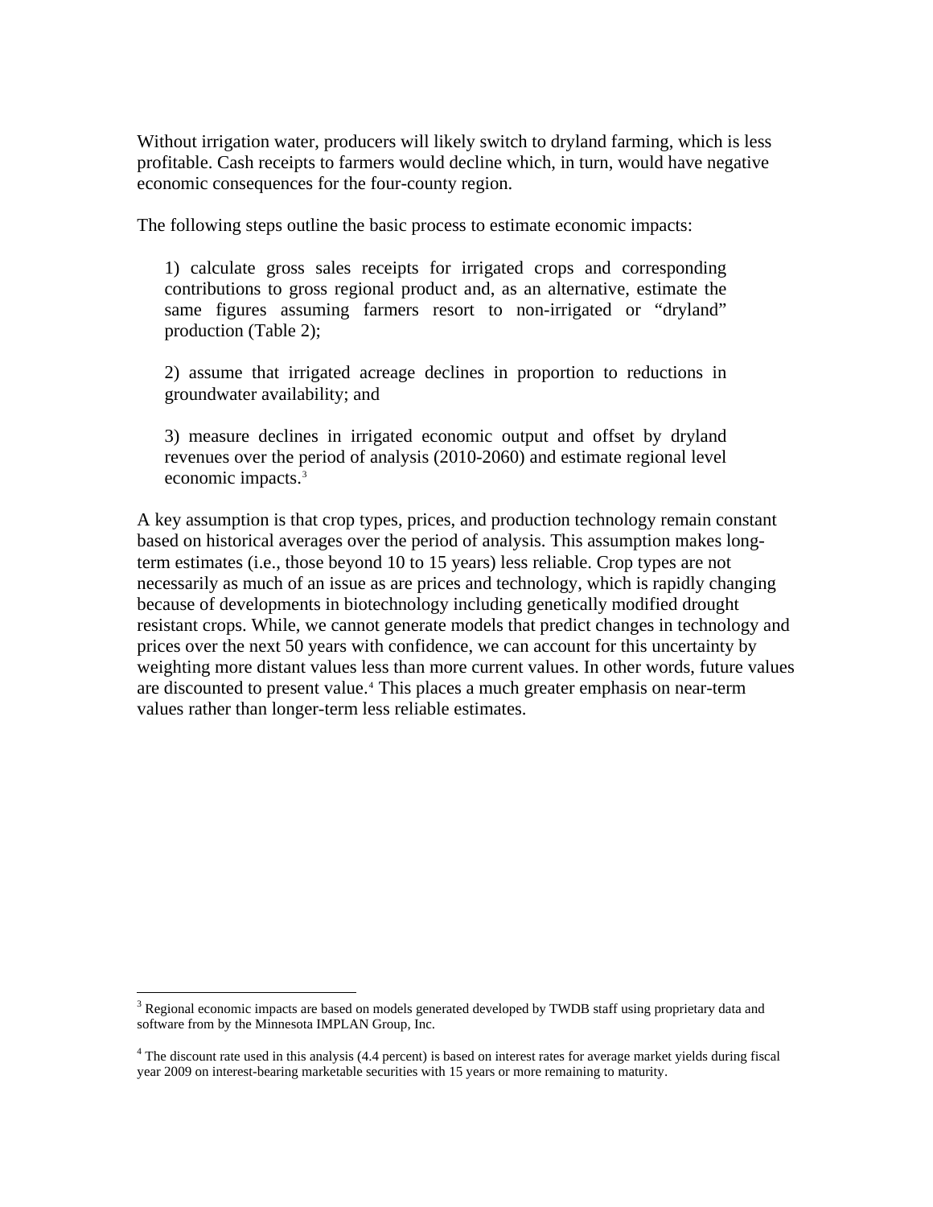Without irrigation water, producers will likely switch to dryland farming, which is less profitable. Cash receipts to farmers would decline which, in turn, would have negative economic consequences for the four-county region.

The following steps outline the basic process to estimate economic impacts:

1) calculate gross sales receipts for irrigated crops and corresponding contributions to gross regional product and, as an alternative, estimate the same figures assuming farmers resort to non-irrigated or "dryland" production (Table 2);

2) assume that irrigated acreage declines in proportion to reductions in groundwater availability; and

3) measure declines in irrigated economic output and offset by dryland revenues over the period of analysis (2010-2060) and estimate regional level economic impacts.[3]

A key assumption is that crop types, prices, and production technology remain constant based on historical averages over the period of analysis. This assumption makes long-term estimates (i.e., those beyond 10 to 15 years) less reliable. Crop types are not necessarily as much of an issue as are prices and technology, which is rapidly changing because of developments in biotechnology including genetically modified drought resistant crops. While, we cannot generate models that predict changes in technology and prices over the next 50 years with confidence, we can account for this uncertainty by weighting more distant values less than more current values. In other words, future values are discounted to present value.[4] This places a much greater emphasis on near-term values rather than longer-term less reliable estimates.

---

[3] Regional economic impacts are based on models generated developed by TWDB staff using proprietary data and software from by the Minnesota IMPLAN Group, Inc.

[4] The discount rate used in this analysis (4.4 percent) is based on interest rates for average market yields during fiscal year 2009 on interest-bearing marketable securities with 15 years or more remaining to maturity.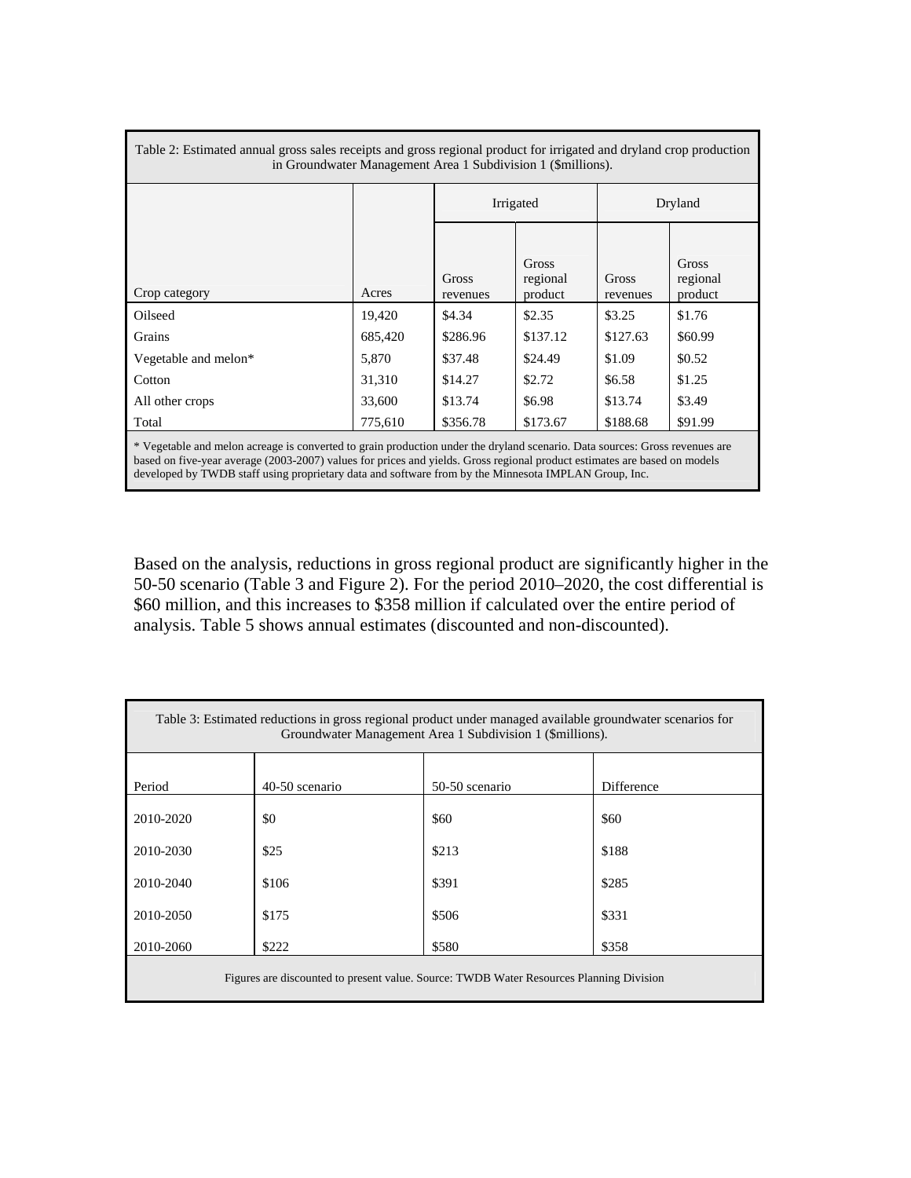| Table 2: Estimated annual gross sales receipts and gross regional product for irrigated and dryland crop production in Groundwater Management Area 1 Subdivision 1 ($millions). | | | | | |
|---|---|---|---|---|---|
| | | Irrigated | | Dryland | |
| Crop category | Acres | Gross revenues | Gross regional product | Gross revenues | Gross regional product |
| Oilseed | 19,420 | $4.34 | $2.35 | $3.25 | $1.76 |
| Grains | 685,420 | $286.96 | $137.12 | $127.63 | $60.99 |
| Vegetable and melon* | 5,870 | $37.48 | $24.49 | $1.09 | $0.52 |
| Cotton | 31,310 | $14.27 | $2.72 | $6.58 | $1.25 |
| All other crops | 33,600 | $13.74 | $6.98 | $13.74 | $3.49 |
| Total | 775,610 | $356.78 | $173.67 | $188.68 | $91.99 |

* Vegetable and melon acreage is converted to grain production under the dryland scenario. Data sources: Gross revenues are based on five-year average (2003-2007) values for prices and yields. Gross regional product estimates are based on models developed by TWDB staff using proprietary data and software from by the Minnesota IMPLAN Group, Inc.

Based on the analysis, reductions in gross regional product are significantly higher in the 50-50 scenario (Table 3 and Figure 2). For the period 2010–2020, the cost differential is $60 million, and this increases to $358 million if calculated over the entire period of analysis. Table 5 shows annual estimates (discounted and non-discounted).

| Table 3: Estimated reductions in gross regional product under managed available groundwater scenarios for Groundwater Management Area 1 Subdivision 1 ($millions). | | | |
|---|---|---|---|
| Period | 40-50 scenario | 50-50 scenario | Difference |
| 2010-2020 | $0 | $60 | $60 |
| 2010-2030 | $25 | $213 | $188 |
| 2010-2040 | $106 | $391 | $285 |
| 2010-2050 | $175 | $506 | $331 |
| 2010-2060 | $222 | $580 | $358 |

Figures are discounted to present value. Source: TWDB Water Resources Planning Division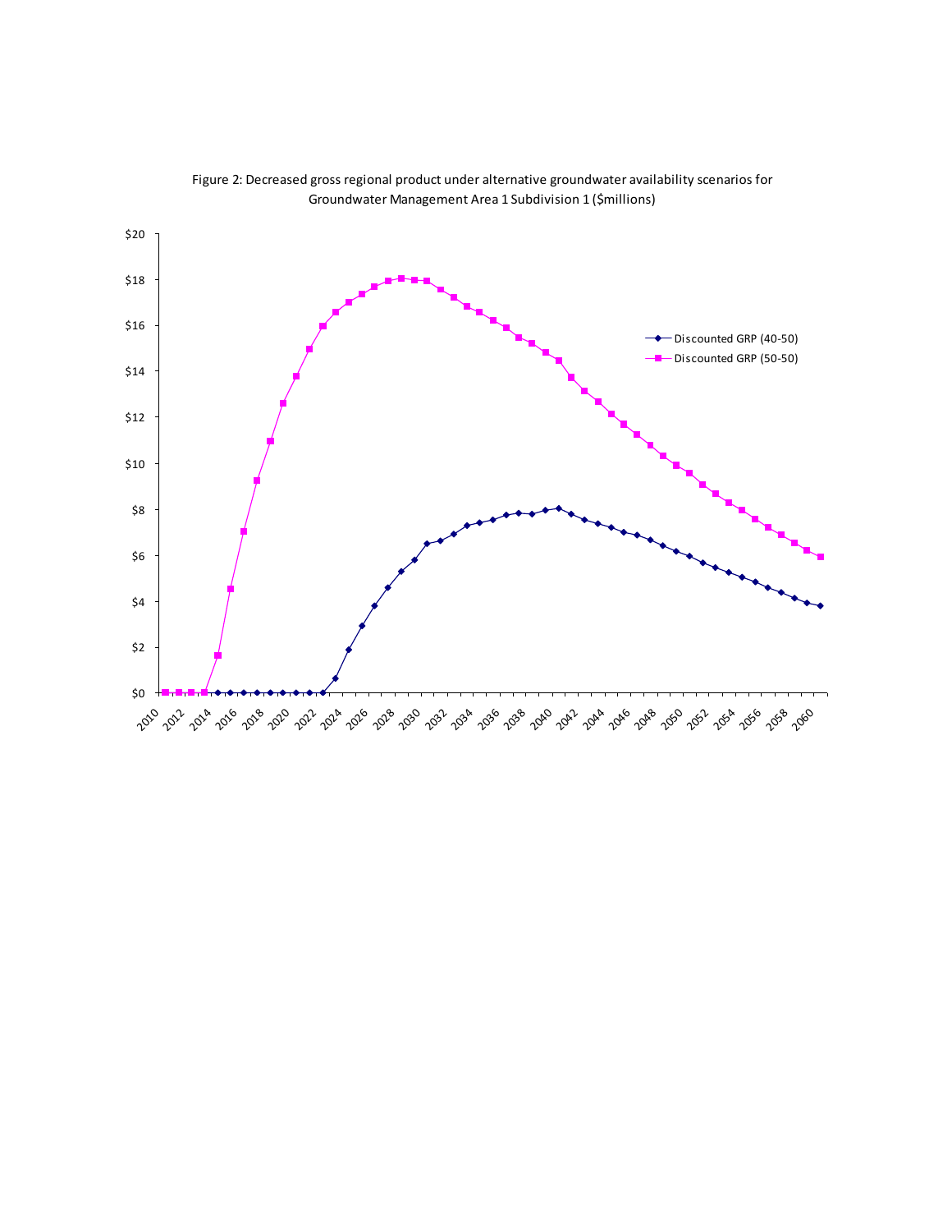Figure 2: Decreased gross regional product under alternative groundwater availability scenarios for Groundwater Management Area 1 Subdivision 1 ($millions)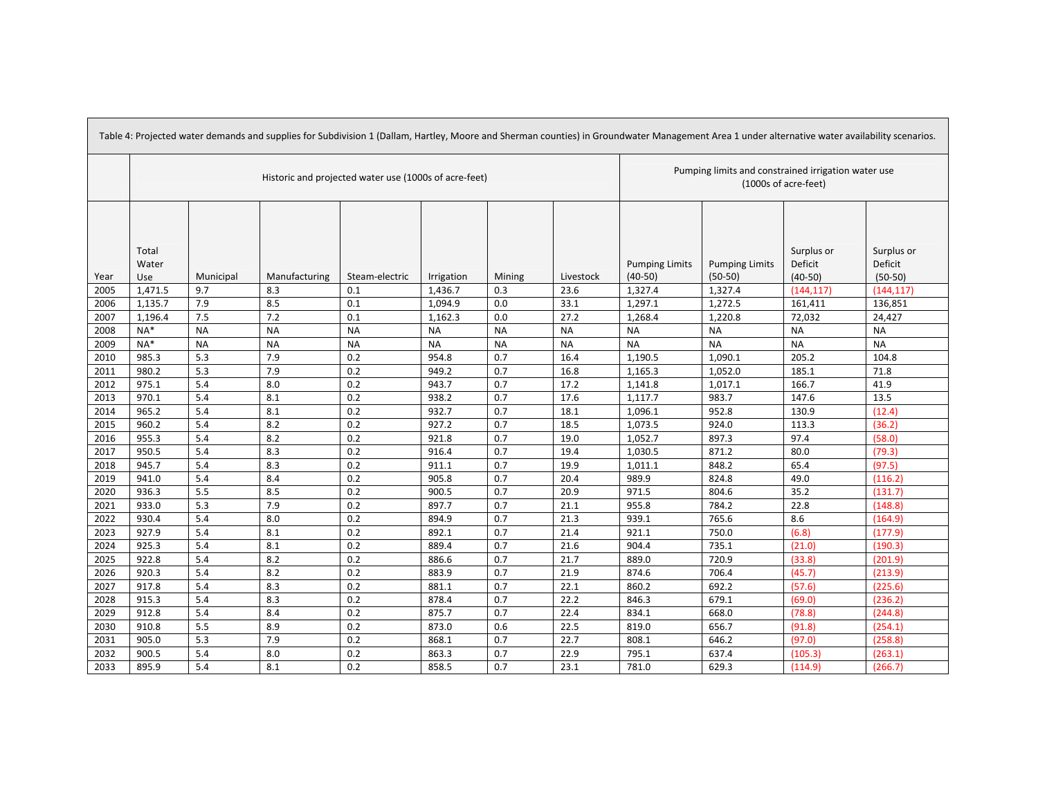| Table 4: Projected water demands and supplies for Subdivision 1 (Dallam, Hartley, Moore and Sherman counties) in Groundwater Management Area 1 under alternative water availability scenarios. | | | | | | | | | | | |
|---|---|---|---|---|---|---|---|---|---|---|---|
| | Historic and projected water use (1000s of acre-feet) | | | | | | | Pumping limits and constrained irrigation water use (1000s of acre-feet) | | | |
| Year | Total Water Use | Municipal | Manufacturing | Steam-electric | Irrigation | Mining | Livestock | Pumping Limits (40-50) | Pumping Limits (50-50) | Surplus or Deficit (40-50) | Surplus or Deficit (50-50) |
| 2005 | 1,471.5 | 9.7 | 8.3 | 0.1 | 1,436.7 | 0.3 | 23.6 | 1,327.4 | 1,327.4 | (144,117) | (144,117) |
| 2006 | 1,135.7 | 7.9 | 8.5 | 0.1 | 1,094.9 | 0.0 | 33.1 | 1,297.1 | 1,272.5 | 161,411 | 136,851 |
| 2007 | 1,196.4 | 7.5 | 7.2 | 0.1 | 1,162.3 | 0.0 | 27.2 | 1,268.4 | 1,220.8 | 72,032 | 24,427 |
| 2008 | NA* | NA | NA | NA | NA | NA | NA | NA | NA | NA | NA |
| 2009 | NA* | NA | NA | NA | NA | NA | NA | NA | NA | NA | NA |
| 2010 | 985.3 | 5.3 | 7.9 | 0.2 | 954.8 | 0.7 | 16.4 | 1,190.5 | 1,090.1 | 205.2 | 104.8 |
| 2011 | 980.2 | 5.3 | 7.9 | 0.2 | 949.2 | 0.7 | 16.8 | 1,165.3 | 1,052.0 | 185.1 | 71.8 |
| 2012 | 975.1 | 5.4 | 8.0 | 0.2 | 943.7 | 0.7 | 17.2 | 1,141.8 | 1,017.1 | 166.7 | 41.9 |
| 2013 | 970.1 | 5.4 | 8.1 | 0.2 | 938.2 | 0.7 | 17.6 | 1,117.7 | 983.7 | 147.6 | 13.5 |
| 2014 | 965.2 | 5.4 | 8.1 | 0.2 | 932.7 | 0.7 | 18.1 | 1,096.1 | 952.8 | 130.9 | (12.4) |
| 2015 | 960.2 | 5.4 | 8.2 | 0.2 | 927.2 | 0.7 | 18.5 | 1,073.5 | 924.0 | 113.3 | (36.2) |
| 2016 | 955.3 | 5.4 | 8.2 | 0.2 | 921.8 | 0.7 | 19.0 | 1,052.7 | 897.3 | 97.4 | (58.0) |
| 2017 | 950.5 | 5.4 | 8.3 | 0.2 | 916.4 | 0.7 | 19.4 | 1,030.5 | 871.2 | 80.0 | (79.3) |
| 2018 | 945.7 | 5.4 | 8.3 | 0.2 | 911.1 | 0.7 | 19.9 | 1,011.1 | 848.2 | 65.4 | (97.5) |
| 2019 | 941.0 | 5.4 | 8.4 | 0.2 | 905.8 | 0.7 | 20.4 | 989.9 | 824.8 | 49.0 | (116.2) |
| 2020 | 936.3 | 5.5 | 8.5 | 0.2 | 900.5 | 0.7 | 20.9 | 971.5 | 804.6 | 35.2 | (131.7) |
| 2021 | 933.0 | 5.3 | 7.9 | 0.2 | 897.7 | 0.7 | 21.1 | 955.8 | 784.2 | 22.8 | (148.8) |
| 2022 | 930.4 | 5.4 | 8.0 | 0.2 | 894.9 | 0.7 | 21.3 | 939.1 | 765.6 | 8.6 | (164.9) |
| 2023 | 927.9 | 5.4 | 8.1 | 0.2 | 892.1 | 0.7 | 21.4 | 921.1 | 750.0 | (6.8) | (177.9) |
| 2024 | 925.3 | 5.4 | 8.1 | 0.2 | 889.4 | 0.7 | 21.6 | 904.4 | 735.1 | (21.0) | (190.3) |
| 2025 | 922.8 | 5.4 | 8.2 | 0.2 | 886.6 | 0.7 | 21.7 | 889.0 | 720.9 | (33.8) | (201.9) |
| 2026 | 920.3 | 5.4 | 8.2 | 0.2 | 883.9 | 0.7 | 21.9 | 874.6 | 706.4 | (45.7) | (213.9) |
| 2027 | 917.8 | 5.4 | 8.3 | 0.2 | 881.1 | 0.7 | 22.1 | 860.2 | 692.2 | (57.6) | (225.6) |
| 2028 | 915.3 | 5.4 | 8.3 | 0.2 | 878.4 | 0.7 | 22.2 | 846.3 | 679.1 | (69.0) | (236.2) |
| 2029 | 912.8 | 5.4 | 8.4 | 0.2 | 875.7 | 0.7 | 22.4 | 834.1 | 668.0 | (78.8) | (244.8) |
| 2030 | 910.8 | 5.5 | 8.9 | 0.2 | 873.0 | 0.6 | 22.5 | 819.0 | 656.7 | (91.8) | (254.1) |
| 2031 | 905.0 | 5.3 | 7.9 | 0.2 | 868.1 | 0.7 | 22.7 | 808.1 | 646.2 | (97.0) | (258.8) |
| 2032 | 900.5 | 5.4 | 8.0 | 0.2 | 863.3 | 0.7 | 22.9 | 795.1 | 637.4 | (105.3) | (263.1) |
| 2033 | 895.9 | 5.4 | 8.1 | 0.2 | 858.5 | 0.7 | 23.1 | 781.0 | 629.3 | (114.9) | (266.7) |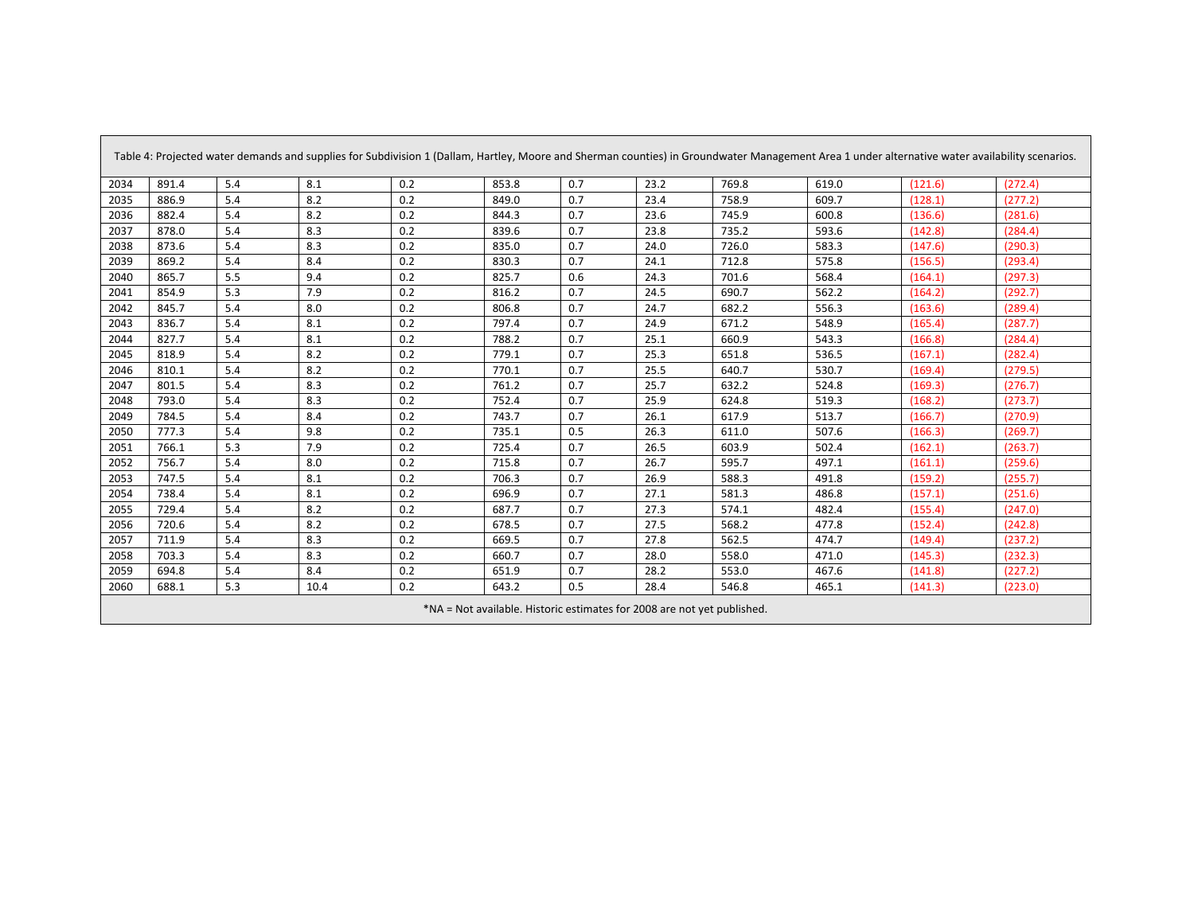Table 4: Projected water demands and supplies for Subdivision 1 (Dallam, Hartley, Moore and Sherman counties) in Groundwater Management Area 1 under alternative water availability scenarios.

| | | | | | | | | | | | |
|---|---|---|---|---|---|---|---|---|---|---|---|
| 2034 | 891.4 | 5.4 | 8.1 | 0.2 | 853.8 | 0.7 | 23.2 | 769.8 | 619.0 | (121.6) | (272.4) |
| 2035 | 886.9 | 5.4 | 8.2 | 0.2 | 849.0 | 0.7 | 23.4 | 758.9 | 609.7 | (128.1) | (277.2) |
| 2036 | 882.4 | 5.4 | 8.2 | 0.2 | 844.3 | 0.7 | 23.6 | 745.9 | 600.8 | (136.6) | (281.6) |
| 2037 | 878.0 | 5.4 | 8.3 | 0.2 | 839.6 | 0.7 | 23.8 | 735.2 | 593.6 | (142.8) | (284.4) |
| 2038 | 873.6 | 5.4 | 8.3 | 0.2 | 835.0 | 0.7 | 24.0 | 726.0 | 583.3 | (147.6) | (290.3) |
| 2039 | 869.2 | 5.4 | 8.4 | 0.2 | 830.3 | 0.7 | 24.1 | 712.8 | 575.8 | (156.5) | (293.4) |
| 2040 | 865.7 | 5.5 | 9.4 | 0.2 | 825.7 | 0.6 | 24.3 | 701.6 | 568.4 | (164.1) | (297.3) |
| 2041 | 854.9 | 5.3 | 7.9 | 0.2 | 816.2 | 0.7 | 24.5 | 690.7 | 562.2 | (164.2) | (292.7) |
| 2042 | 845.7 | 5.4 | 8.0 | 0.2 | 806.8 | 0.7 | 24.7 | 682.2 | 556.3 | (163.6) | (289.4) |
| 2043 | 836.7 | 5.4 | 8.1 | 0.2 | 797.4 | 0.7 | 24.9 | 671.2 | 548.9 | (165.4) | (287.7) |
| 2044 | 827.7 | 5.4 | 8.1 | 0.2 | 788.2 | 0.7 | 25.1 | 660.9 | 543.3 | (166.8) | (284.4) |
| 2045 | 818.9 | 5.4 | 8.2 | 0.2 | 779.1 | 0.7 | 25.3 | 651.8 | 536.5 | (167.1) | (282.4) |
| 2046 | 810.1 | 5.4 | 8.2 | 0.2 | 770.1 | 0.7 | 25.5 | 640.7 | 530.7 | (169.4) | (279.5) |
| 2047 | 801.5 | 5.4 | 8.3 | 0.2 | 761.2 | 0.7 | 25.7 | 632.2 | 524.8 | (169.3) | (276.7) |
| 2048 | 793.0 | 5.4 | 8.3 | 0.2 | 752.4 | 0.7 | 25.9 | 624.8 | 519.3 | (168.2) | (273.7) |
| 2049 | 784.5 | 5.4 | 8.4 | 0.2 | 743.7 | 0.7 | 26.1 | 617.9 | 513.7 | (166.7) | (270.9) |
| 2050 | 777.3 | 5.4 | 9.8 | 0.2 | 735.1 | 0.5 | 26.3 | 611.0 | 507.6 | (166.3) | (269.7) |
| 2051 | 766.1 | 5.3 | 7.9 | 0.2 | 725.4 | 0.7 | 26.5 | 603.9 | 502.4 | (162.1) | (263.7) |
| 2052 | 756.7 | 5.4 | 8.0 | 0.2 | 715.8 | 0.7 | 26.7 | 595.7 | 497.1 | (161.1) | (259.6) |
| 2053 | 747.5 | 5.4 | 8.1 | 0.2 | 706.3 | 0.7 | 26.9 | 588.3 | 491.8 | (159.2) | (255.7) |
| 2054 | 738.4 | 5.4 | 8.1 | 0.2 | 696.9 | 0.7 | 27.1 | 581.3 | 486.8 | (157.1) | (251.6) |
| 2055 | 729.4 | 5.4 | 8.2 | 0.2 | 687.7 | 0.7 | 27.3 | 574.1 | 482.4 | (155.4) | (247.0) |
| 2056 | 720.6 | 5.4 | 8.2 | 0.2 | 678.5 | 0.7 | 27.5 | 568.2 | 477.8 | (152.4) | (242.8) |
| 2057 | 711.9 | 5.4 | 8.3 | 0.2 | 669.5 | 0.7 | 27.8 | 562.5 | 474.7 | (149.4) | (237.2) |
| 2058 | 703.3 | 5.4 | 8.3 | 0.2 | 660.7 | 0.7 | 28.0 | 558.0 | 471.0 | (145.3) | (232.3) |
| 2059 | 694.8 | 5.4 | 8.4 | 0.2 | 651.9 | 0.7 | 28.2 | 553.0 | 467.6 | (141.8) | (227.2) |
| 2060 | 688.1 | 5.3 | 10.4 | 0.2 | 643.2 | 0.5 | 28.4 | 546.8 | 465.1 | (141.3) | (223.0) |

*NA = Not available. Historic estimates for 2008 are not yet published.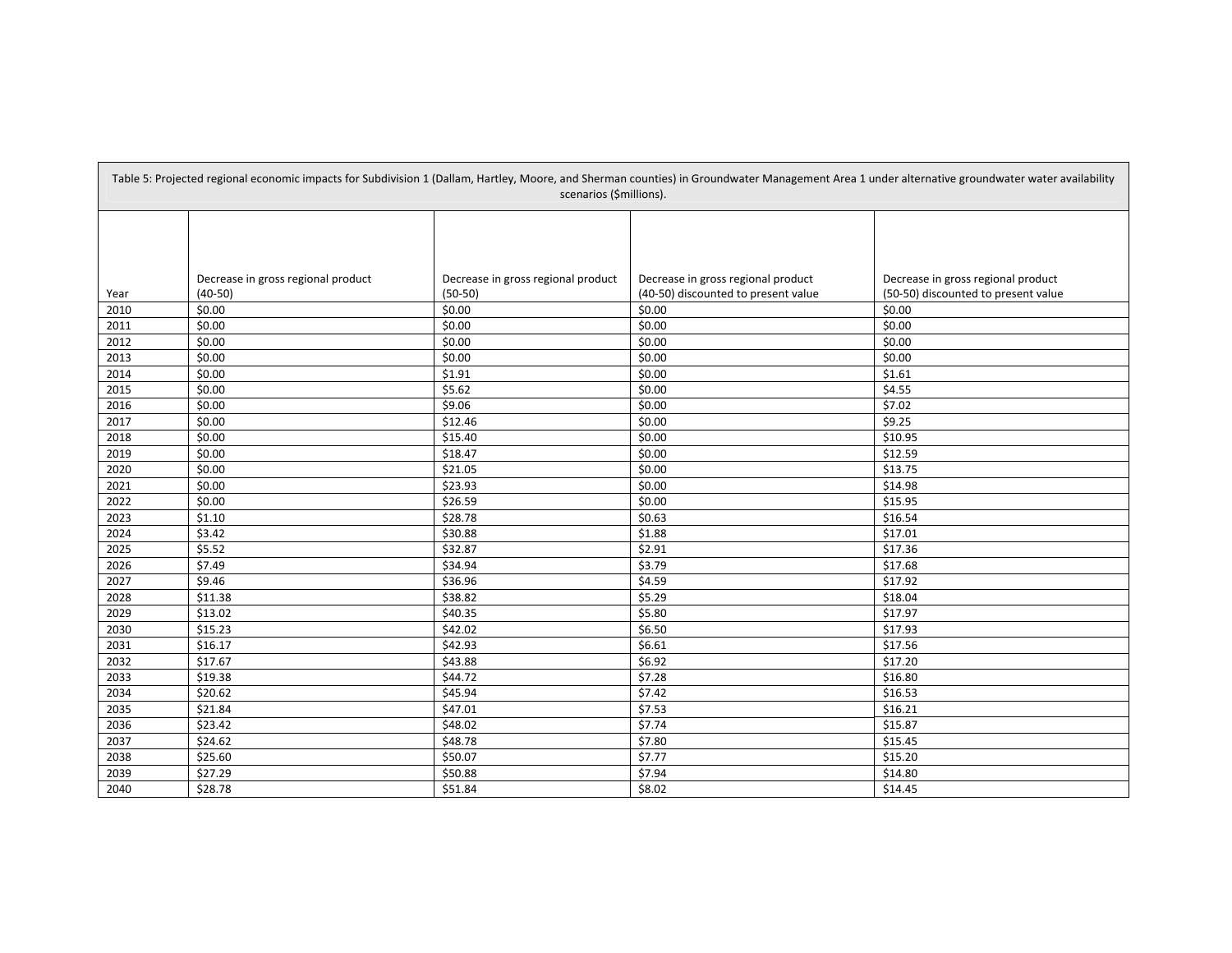Table 5: Projected regional economic impacts for Subdivision 1 (Dallam, Hartley, Moore, and Sherman counties) in Groundwater Management Area 1 under alternative groundwater water availability scenarios ($millions).

| Year | Decrease in gross regional product (40-50) | Decrease in gross regional product (50-50) | Decrease in gross regional product (40-50) discounted to present value | Decrease in gross regional product (50-50) discounted to present value |
|---|---|---|---|---|
| 2010 | $0.00 | $0.00 | $0.00 | $0.00 |
| 2011 | $0.00 | $0.00 | $0.00 | $0.00 |
| 2012 | $0.00 | $0.00 | $0.00 | $0.00 |
| 2013 | $0.00 | $0.00 | $0.00 | $0.00 |
| 2014 | $0.00 | $1.91 | $0.00 | $1.61 |
| 2015 | $0.00 | $5.62 | $0.00 | $4.55 |
| 2016 | $0.00 | $9.06 | $0.00 | $7.02 |
| 2017 | $0.00 | $12.46 | $0.00 | $9.25 |
| 2018 | $0.00 | $15.40 | $0.00 | $10.95 |
| 2019 | $0.00 | $18.47 | $0.00 | $12.59 |
| 2020 | $0.00 | $21.05 | $0.00 | $13.75 |
| 2021 | $0.00 | $23.93 | $0.00 | $14.98 |
| 2022 | $0.00 | $26.59 | $0.00 | $15.95 |
| 2023 | $1.10 | $28.78 | $0.63 | $16.54 |
| 2024 | $3.42 | $30.88 | $1.88 | $17.01 |
| 2025 | $5.52 | $32.87 | $2.91 | $17.36 |
| 2026 | $7.49 | $34.94 | $3.79 | $17.68 |
| 2027 | $9.46 | $36.96 | $4.59 | $17.92 |
| 2028 | $11.38 | $38.82 | $5.29 | $18.04 |
| 2029 | $13.02 | $40.35 | $5.80 | $17.97 |
| 2030 | $15.23 | $42.02 | $6.50 | $17.93 |
| 2031 | $16.17 | $42.93 | $6.61 | $17.56 |
| 2032 | $17.67 | $43.88 | $6.92 | $17.20 |
| 2033 | $19.38 | $44.72 | $7.28 | $16.80 |
| 2034 | $20.62 | $45.94 | $7.42 | $16.53 |
| 2035 | $21.84 | $47.01 | $7.53 | $16.21 |
| 2036 | $23.42 | $48.02 | $7.74 | $15.87 |
| 2037 | $24.62 | $48.78 | $7.80 | $15.45 |
| 2038 | $25.60 | $50.07 | $7.77 | $15.20 |
| 2039 | $27.29 | $50.88 | $7.94 | $14.80 |
| 2040 | $28.78 | $51.84 | $8.02 | $14.45 |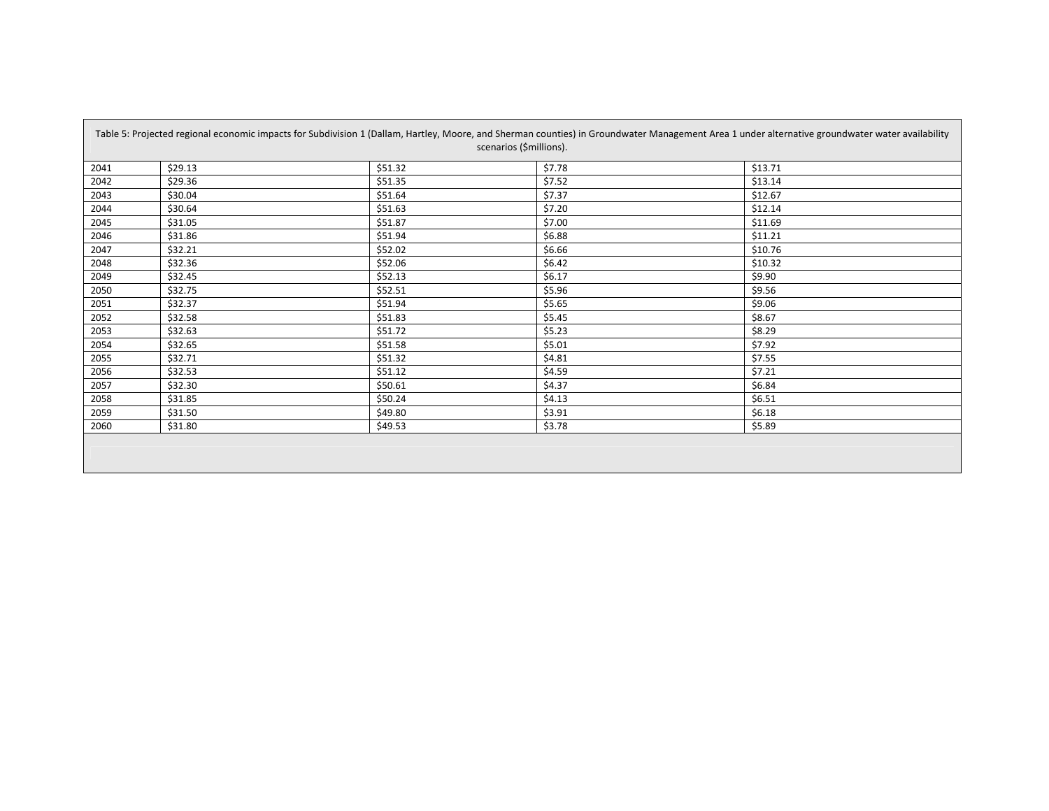Table 5: Projected regional economic impacts for Subdivision 1 (Dallam, Hartley, Moore, and Sherman counties) in Groundwater Management Area 1 under alternative groundwater water availability scenarios ($millions).

| | | | | |
|---|---|---|---|---|
| 2041 | $29.13 | $51.32 | $7.78 | $13.71 |
| 2042 | $29.36 | $51.35 | $7.52 | $13.14 |
| 2043 | $30.04 | $51.64 | $7.37 | $12.67 |
| 2044 | $30.64 | $51.63 | $7.20 | $12.14 |
| 2045 | $31.05 | $51.87 | $7.00 | $11.69 |
| 2046 | $31.86 | $51.94 | $6.88 | $11.21 |
| 2047 | $32.21 | $52.02 | $6.66 | $10.76 |
| 2048 | $32.36 | $52.06 | $6.42 | $10.32 |
| 2049 | $32.45 | $52.13 | $6.17 | $9.90 |
| 2050 | $32.75 | $52.51 | $5.96 | $9.56 |
| 2051 | $32.37 | $51.94 | $5.65 | $9.06 |
| 2052 | $32.58 | $51.83 | $5.45 | $8.67 |
| 2053 | $32.63 | $51.72 | $5.23 | $8.29 |
| 2054 | $32.65 | $51.58 | $5.01 | $7.92 |
| 2055 | $32.71 | $51.32 | $4.81 | $7.55 |
| 2056 | $32.53 | $51.12 | $4.59 | $7.21 |
| 2057 | $32.30 | $50.61 | $4.37 | $6.84 |
| 2058 | $31.85 | $50.24 | $4.13 | $6.51 |
| 2059 | $31.50 | $49.80 | $3.91 | $6.18 |
| 2060 | $31.80 | $49.53 | $3.78 | $5.89 |